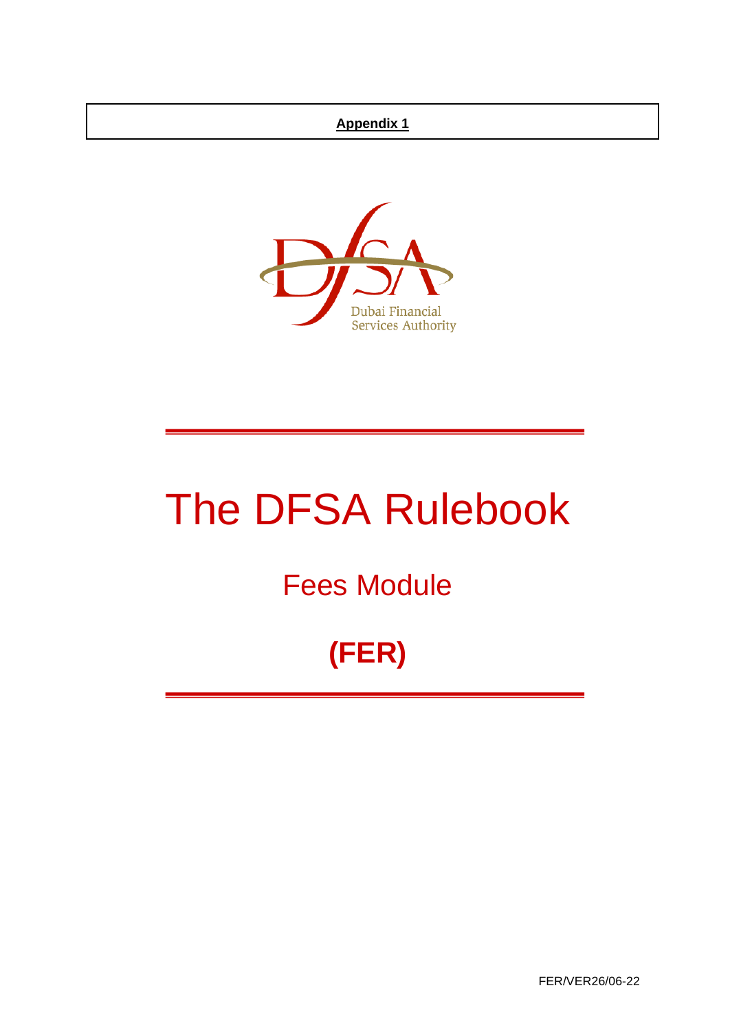**Appendix 1**

Dubai Financial Services Authority

# The DFSA Rulebook

## Fees Module

## (FER)

FER/VER26/06-22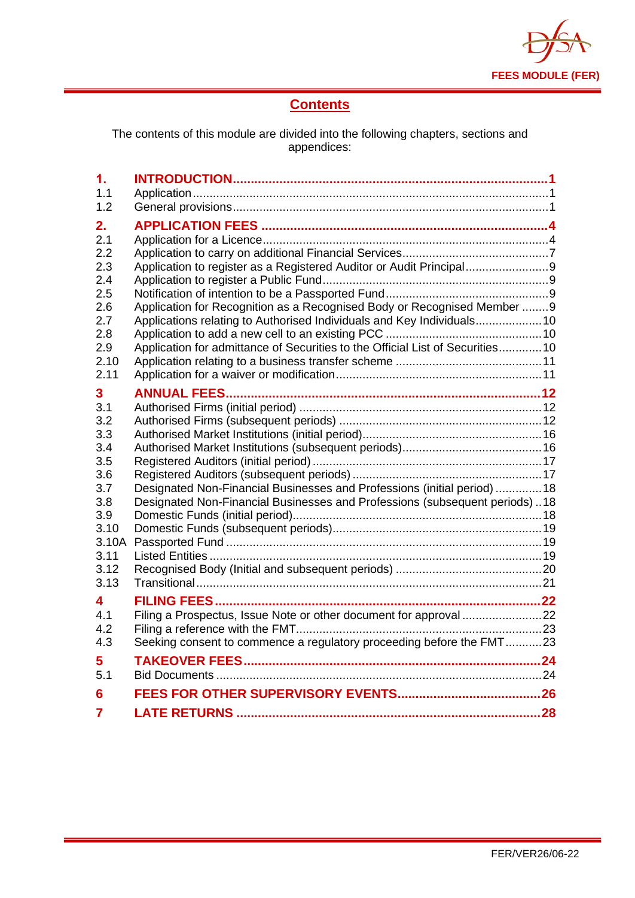## Contents

The contents of this module are divided into the following chapters, sections and appendices:

| | | |
|---|---|---|
| **1.** | **INTRODUCTION** | **1** |
| 1.1 | Application | 1 |
| 1.2 | General provisions | 1 |
| **2.** | **APPLICATION FEES** | **4** |
| 2.1 | Application for a Licence | 4 |
| 2.2 | Application to carry on additional Financial Services | 7 |
| 2.3 | Application to register as a Registered Auditor or Audit Principal | 9 |
| 2.4 | Application to register a Public Fund | 9 |
| 2.5 | Notification of intention to be a Passported Fund | 9 |
| 2.6 | Application for Recognition as a Recognised Body or Recognised Member | 9 |
| 2.7 | Applications relating to Authorised Individuals and Key Individuals | 10 |
| 2.8 | Application to add a new cell to an existing PCC | 10 |
| 2.9 | Application for admittance of Securities to the Official List of Securities | 10 |
| 2.10 | Application relating to a business transfer scheme | 11 |
| 2.11 | Application for a waiver or modification | 11 |
| **3** | **ANNUAL FEES** | **12** |
| 3.1 | Authorised Firms (initial period) | 12 |
| 3.2 | Authorised Firms (subsequent periods) | 12 |
| 3.3 | Authorised Market Institutions (initial period) | 16 |
| 3.4 | Authorised Market Institutions (subsequent periods) | 16 |
| 3.5 | Registered Auditors (initial period) | 17 |
| 3.6 | Registered Auditors (subsequent periods) | 17 |
| 3.7 | Designated Non-Financial Businesses and Professions (initial period) | 18 |
| 3.8 | Designated Non-Financial Businesses and Professions (subsequent periods) | 18 |
| 3.9 | Domestic Funds (initial period) | 18 |
| 3.10 | Domestic Funds (subsequent periods) | 19 |
| 3.10A | Passported Fund | 19 |
| 3.11 | Listed Entities | 19 |
| 3.12 | Recognised Body (Initial and subsequent periods) | 20 |
| 3.13 | Transitional | 21 |
| **4** | **FILING FEES** | **22** |
| 4.1 | Filing a Prospectus, Issue Note or other document for approval | 22 |
| 4.2 | Filing a reference with the FMT | 23 |
| 4.3 | Seeking consent to commence a regulatory proceeding before the FMT | 23 |
| **5** | **TAKEOVER FEES** | **24** |
| 5.1 | Bid Documents | 24 |
| **6** | **FEES FOR OTHER SUPERVISORY EVENTS** | **26** |
| **7** | **LATE RETURNS** | **28** |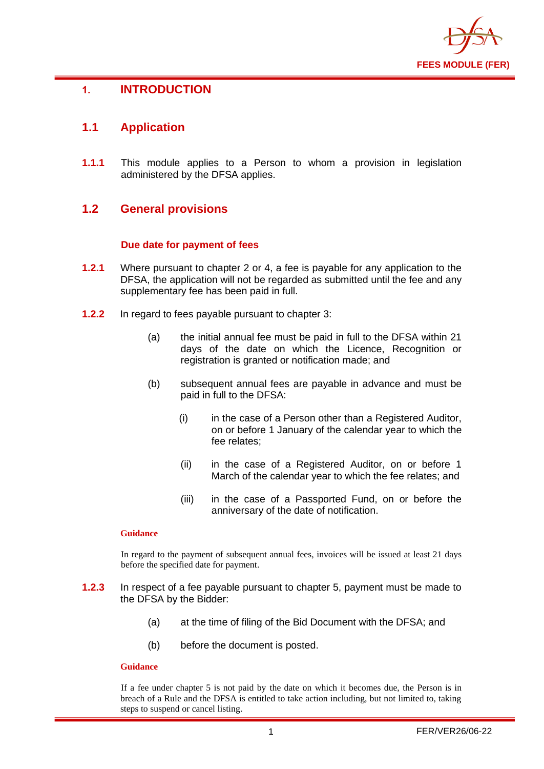# 1. INTRODUCTION

## 1.1 Application

**1.1.1** This module applies to a Person to whom a provision in legislation administered by the DFSA applies.

## 1.2 General provisions

### Due date for payment of fees

**1.2.1** Where pursuant to chapter 2 or 4, a fee is payable for any application to the DFSA, the application will not be regarded as submitted until the fee and any supplementary fee has been paid in full.

**1.2.2** In regard to fees payable pursuant to chapter 3:

(a) the initial annual fee must be paid in full to the DFSA within 21 days of the date on which the Licence, Recognition or registration is granted or notification made; and

(b) subsequent annual fees are payable in advance and must be paid in full to the DFSA:

(i) in the case of a Person other than a Registered Auditor, on or before 1 January of the calendar year to which the fee relates;

(ii) in the case of a Registered Auditor, on or before 1 March of the calendar year to which the fee relates; and

(iii) in the case of a Passported Fund, on or before the anniversary of the date of notification.

**Guidance**

In regard to the payment of subsequent annual fees, invoices will be issued at least 21 days before the specified date for payment.

**1.2.3** In respect of a fee payable pursuant to chapter 5, payment must be made to the DFSA by the Bidder:

(a) at the time of filing of the Bid Document with the DFSA; and

(b) before the document is posted.

**Guidance**

If a fee under chapter 5 is not paid by the date on which it becomes due, the Person is in breach of a Rule and the DFSA is entitled to take action including, but not limited to, taking steps to suspend or cancel listing.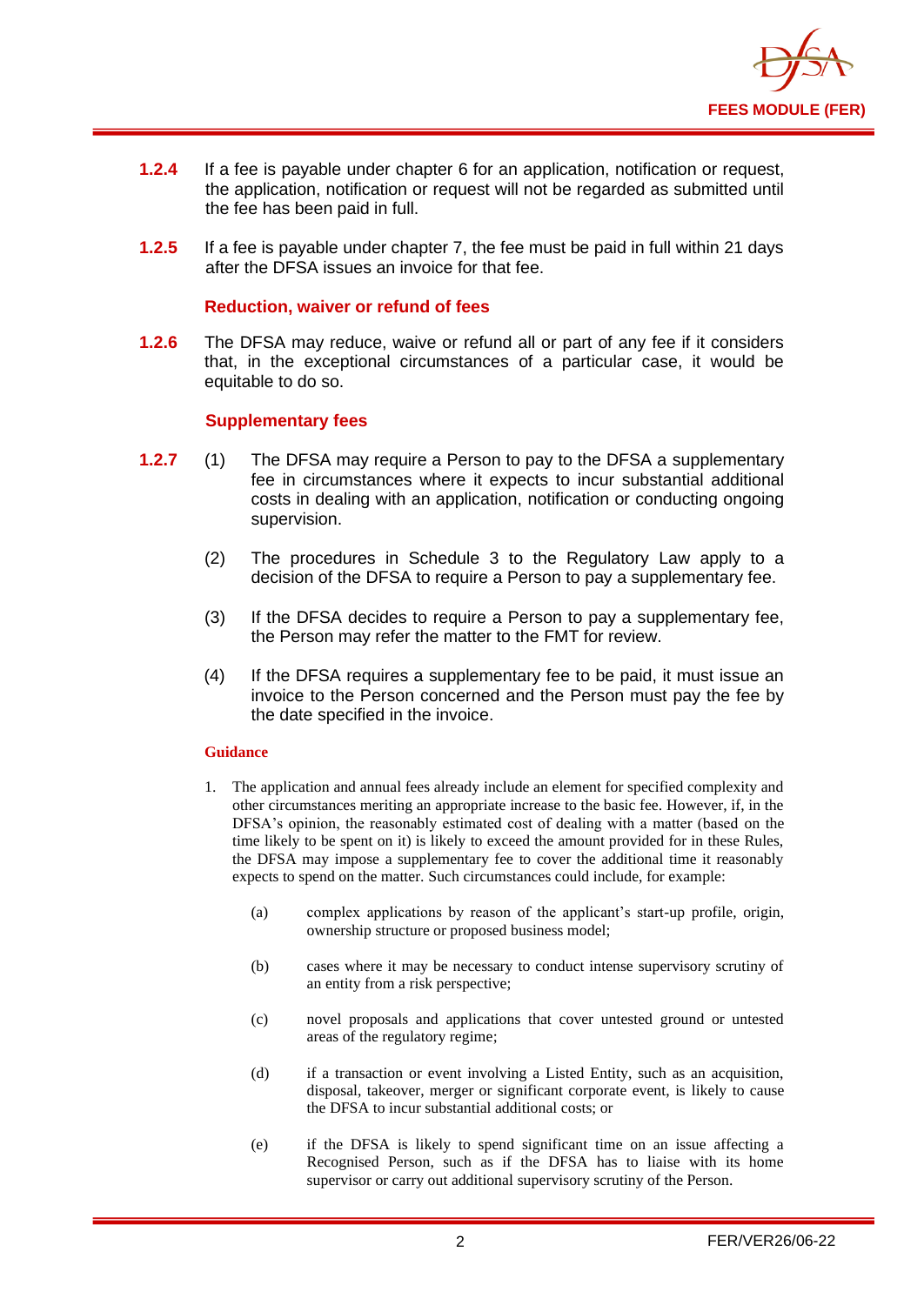**1.2.4** If a fee is payable under chapter 6 for an application, notification or request, the application, notification or request will not be regarded as submitted until the fee has been paid in full.

**1.2.5** If a fee is payable under chapter 7, the fee must be paid in full within 21 days after the DFSA issues an invoice for that fee.

### Reduction, waiver or refund of fees

**1.2.6** The DFSA may reduce, waive or refund all or part of any fee if it considers that, in the exceptional circumstances of a particular case, it would be equitable to do so.

### Supplementary fees

**1.2.7** (1) The DFSA may require a Person to pay to the DFSA a supplementary fee in circumstances where it expects to incur substantial additional costs in dealing with an application, notification or conducting ongoing supervision.

(2) The procedures in Schedule 3 to the Regulatory Law apply to a decision of the DFSA to require a Person to pay a supplementary fee.

(3) If the DFSA decides to require a Person to pay a supplementary fee, the Person may refer the matter to the FMT for review.

(4) If the DFSA requires a supplementary fee to be paid, it must issue an invoice to the Person concerned and the Person must pay the fee by the date specified in the invoice.

#### Guidance

1. The application and annual fees already include an element for specified complexity and other circumstances meriting an appropriate increase to the basic fee. However, if, in the DFSA's opinion, the reasonably estimated cost of dealing with a matter (based on the time likely to be spent on it) is likely to exceed the amount provided for in these Rules, the DFSA may impose a supplementary fee to cover the additional time it reasonably expects to spend on the matter. Such circumstances could include, for example:

   (a) complex applications by reason of the applicant's start-up profile, origin, ownership structure or proposed business model;

   (b) cases where it may be necessary to conduct intense supervisory scrutiny of an entity from a risk perspective;

   (c) novel proposals and applications that cover untested ground or untested areas of the regulatory regime;

   (d) if a transaction or event involving a Listed Entity, such as an acquisition, disposal, takeover, merger or significant corporate event, is likely to cause the DFSA to incur substantial additional costs; or

   (e) if the DFSA is likely to spend significant time on an issue affecting a Recognised Person, such as if the DFSA has to liaise with its home supervisor or carry out additional supervisory scrutiny of the Person.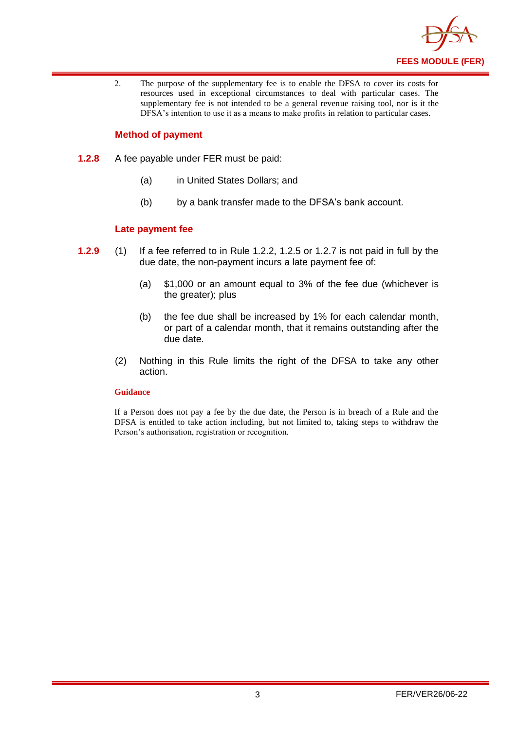2. The purpose of the supplementary fee is to enable the DFSA to cover its costs for resources used in exceptional circumstances to deal with particular cases. The supplementary fee is not intended to be a general revenue raising tool, nor is it the DFSA's intention to use it as a means to make profits in relation to particular cases.

### Method of payment

**1.2.8** A fee payable under FER must be paid:

(a) in United States Dollars; and

(b) by a bank transfer made to the DFSA's bank account.

### Late payment fee

**1.2.9** (1) If a fee referred to in Rule 1.2.2, 1.2.5 or 1.2.7 is not paid in full by the due date, the non-payment incurs a late payment fee of:

(a) $1,000 or an amount equal to 3% of the fee due (whichever is the greater); plus

(b) the fee due shall be increased by 1% for each calendar month, or part of a calendar month, that it remains outstanding after the due date.

(2) Nothing in this Rule limits the right of the DFSA to take any other action.

#### Guidance

If a Person does not pay a fee by the due date, the Person is in breach of a Rule and the DFSA is entitled to take action including, but not limited to, taking steps to withdraw the Person's authorisation, registration or recognition.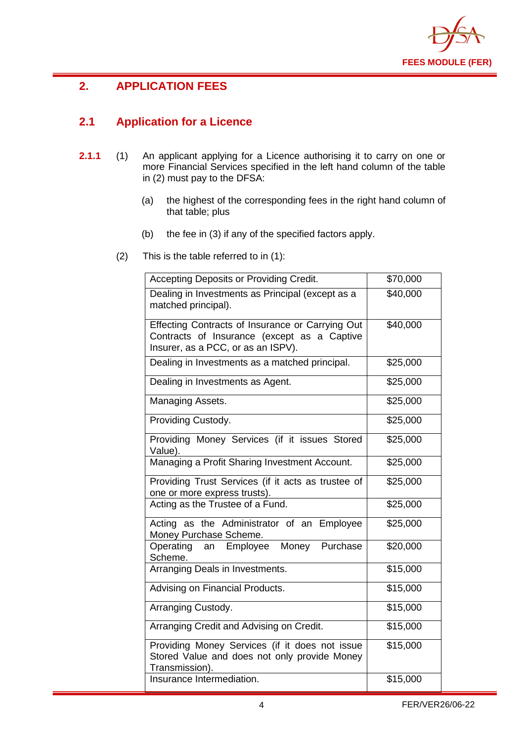# 2. APPLICATION FEES

## 2.1 Application for a Licence

**2.1.1** (1) An applicant applying for a Licence authorising it to carry on one or more Financial Services specified in the left hand column of the table in (2) must pay to the DFSA:

(a) the highest of the corresponding fees in the right hand column of that table; plus

(b) the fee in (3) if any of the specified factors apply.

(2) This is the table referred to in (1):

| | |
|---|---|
| Accepting Deposits or Providing Credit. | $70,000 |
| Dealing in Investments as Principal (except as a matched principal). | $40,000 |
| Effecting Contracts of Insurance or Carrying Out Contracts of Insurance (except as a Captive Insurer, as a PCC, or as an ISPV). | $40,000 |
| Dealing in Investments as a matched principal. | $25,000 |
| Dealing in Investments as Agent. | $25,000 |
| Managing Assets. | $25,000 |
| Providing Custody. | $25,000 |
| Providing Money Services (if it issues Stored Value). | $25,000 |
| Managing a Profit Sharing Investment Account. | $25,000 |
| Providing Trust Services (if it acts as trustee of one or more express trusts). | $25,000 |
| Acting as the Trustee of a Fund. | $25,000 |
| Acting as the Administrator of an Employee Money Purchase Scheme. | $25,000 |
| Operating an Employee Money Purchase Scheme. | $20,000 |
| Arranging Deals in Investments. | $15,000 |
| Advising on Financial Products. | $15,000 |
| Arranging Custody. | $15,000 |
| Arranging Credit and Advising on Credit. | $15,000 |
| Providing Money Services (if it does not issue Stored Value and does not only provide Money Transmission). | $15,000 |
| Insurance Intermediation. | $15,000 |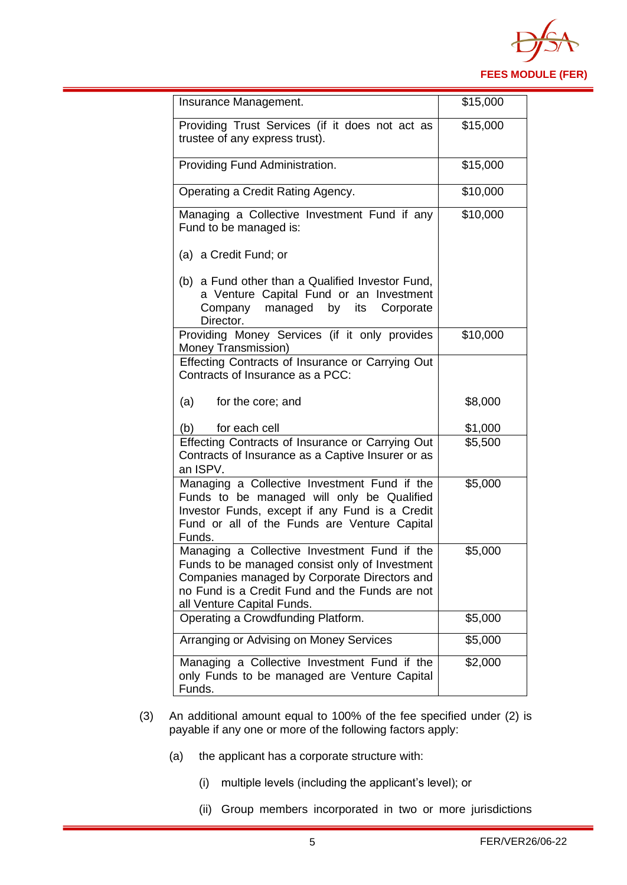| | |
|---|---|
| Insurance Management. | $15,000 |
| Providing Trust Services (if it does not act as trustee of any express trust). | $15,000 |
| Providing Fund Administration. | $15,000 |
| Operating a Credit Rating Agency. | $10,000 |
| Managing a Collective Investment Fund if any Fund to be managed is:<br><br>(a) a Credit Fund; or<br><br>(b) a Fund other than a Qualified Investor Fund, a Venture Capital Fund or an Investment Company managed by its Corporate Director. | $10,000 |
| Providing Money Services (if it only provides Money Transmission) | $10,000 |
| Effecting Contracts of Insurance or Carrying Out Contracts of Insurance as a PCC:<br><br>(a) for the core; and<br><br>(b) for each cell | <br><br><br>$8,000<br><br>$1,000 |
| Effecting Contracts of Insurance or Carrying Out Contracts of Insurance as a Captive Insurer or as an ISPV. | $5,500 |
| Managing a Collective Investment Fund if the Funds to be managed will only be Qualified Investor Funds, except if any Fund is a Credit Fund or all of the Funds are Venture Capital Funds. | $5,000 |
| Managing a Collective Investment Fund if the Funds to be managed consist only of Investment Companies managed by Corporate Directors and no Fund is a Credit Fund and the Funds are not all Venture Capital Funds. | $5,000 |
| Operating a Crowdfunding Platform. | $5,000 |
| Arranging or Advising on Money Services | $5,000 |
| Managing a Collective Investment Fund if the only Funds to be managed are Venture Capital Funds. | $2,000 |

(3) An additional amount equal to 100% of the fee specified under (2) is payable if any one or more of the following factors apply:

(a) the applicant has a corporate structure with:

(i) multiple levels (including the applicant's level); or

(ii) Group members incorporated in two or more jurisdictions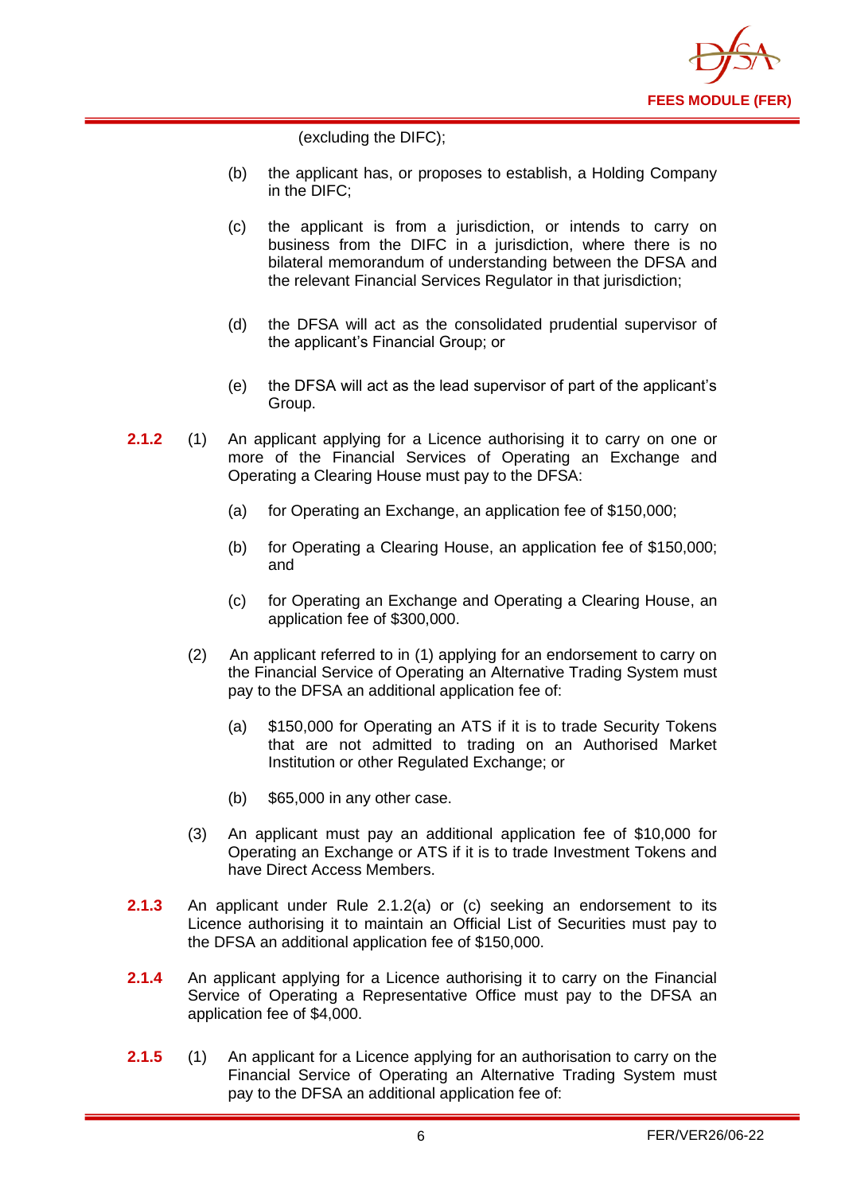(excluding the DIFC);

(b) the applicant has, or proposes to establish, a Holding Company in the DIFC;

(c) the applicant is from a jurisdiction, or intends to carry on business from the DIFC in a jurisdiction, where there is no bilateral memorandum of understanding between the DFSA and the relevant Financial Services Regulator in that jurisdiction;

(d) the DFSA will act as the consolidated prudential supervisor of the applicant's Financial Group; or

(e) the DFSA will act as the lead supervisor of part of the applicant's Group.

**2.1.2** (1) An applicant applying for a Licence authorising it to carry on one or more of the Financial Services of Operating an Exchange and Operating a Clearing House must pay to the DFSA:

(a) for Operating an Exchange, an application fee of $150,000;

(b) for Operating a Clearing House, an application fee of $150,000; and

(c) for Operating an Exchange and Operating a Clearing House, an application fee of $300,000.

(2) An applicant referred to in (1) applying for an endorsement to carry on the Financial Service of Operating an Alternative Trading System must pay to the DFSA an additional application fee of:

(a) $150,000 for Operating an ATS if it is to trade Security Tokens that are not admitted to trading on an Authorised Market Institution or other Regulated Exchange; or

(b) $65,000 in any other case.

(3) An applicant must pay an additional application fee of $10,000 for Operating an Exchange or ATS if it is to trade Investment Tokens and have Direct Access Members.

**2.1.3** An applicant under Rule 2.1.2(a) or (c) seeking an endorsement to its Licence authorising it to maintain an Official List of Securities must pay to the DFSA an additional application fee of $150,000.

**2.1.4** An applicant applying for a Licence authorising it to carry on the Financial Service of Operating a Representative Office must pay to the DFSA an application fee of $4,000.

**2.1.5** (1) An applicant for a Licence applying for an authorisation to carry on the Financial Service of Operating an Alternative Trading System must pay to the DFSA an additional application fee of: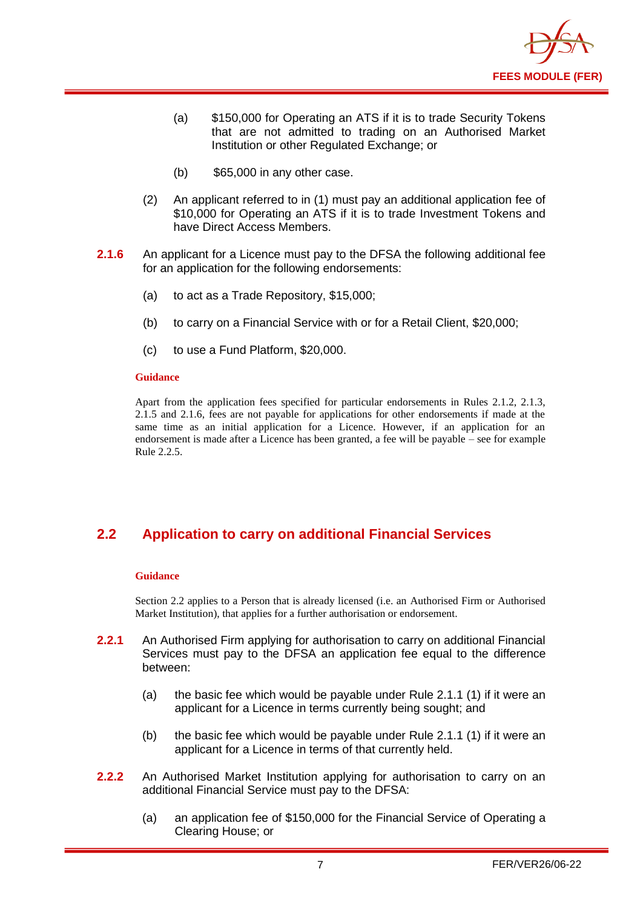(a) $150,000 for Operating an ATS if it is to trade Security Tokens that are not admitted to trading on an Authorised Market Institution or other Regulated Exchange; or

(b) $65,000 in any other case.

(2) An applicant referred to in (1) must pay an additional application fee of $10,000 for Operating an ATS if it is to trade Investment Tokens and have Direct Access Members.

**2.1.6** An applicant for a Licence must pay to the DFSA the following additional fee for an application for the following endorsements:

(a) to act as a Trade Repository, $15,000;

(b) to carry on a Financial Service with or for a Retail Client, $20,000;

(c) to use a Fund Platform, $20,000.

**Guidance**

Apart from the application fees specified for particular endorsements in Rules 2.1.2, 2.1.3, 2.1.5 and 2.1.6, fees are not payable for applications for other endorsements if made at the same time as an initial application for a Licence. However, if an application for an endorsement is made after a Licence has been granted, a fee will be payable – see for example Rule 2.2.5.

## 2.2 Application to carry on additional Financial Services

**Guidance**

Section 2.2 applies to a Person that is already licensed (i.e. an Authorised Firm or Authorised Market Institution), that applies for a further authorisation or endorsement.

**2.2.1** An Authorised Firm applying for authorisation to carry on additional Financial Services must pay to the DFSA an application fee equal to the difference between:

(a) the basic fee which would be payable under Rule 2.1.1 (1) if it were an applicant for a Licence in terms currently being sought; and

(b) the basic fee which would be payable under Rule 2.1.1 (1) if it were an applicant for a Licence in terms of that currently held.

**2.2.2** An Authorised Market Institution applying for authorisation to carry on an additional Financial Service must pay to the DFSA:

(a) an application fee of $150,000 for the Financial Service of Operating a Clearing House; or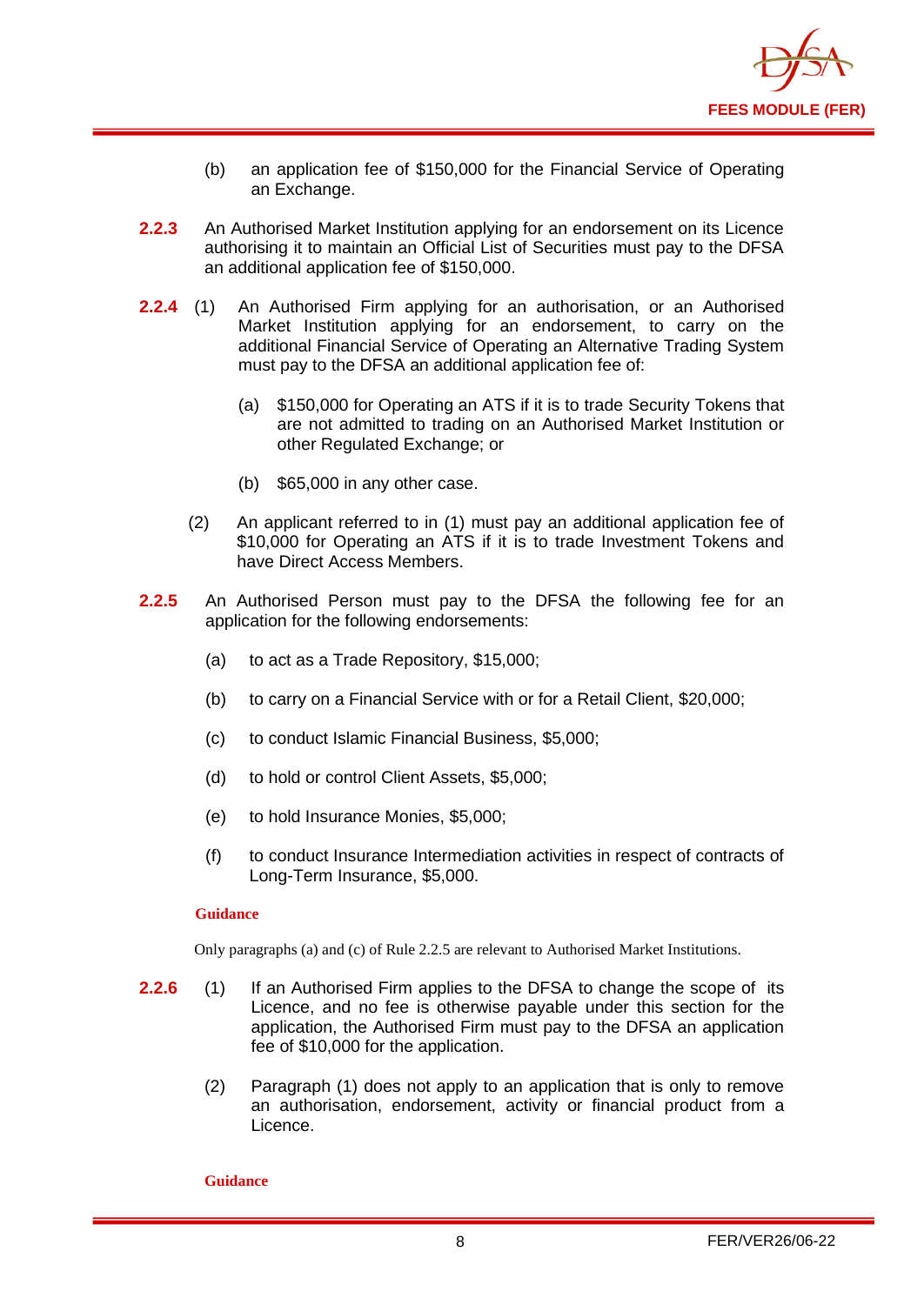(b) an application fee of $150,000 for the Financial Service of Operating an Exchange.

**2.2.3** An Authorised Market Institution applying for an endorsement on its Licence authorising it to maintain an Official List of Securities must pay to the DFSA an additional application fee of $150,000.

**2.2.4** (1) An Authorised Firm applying for an authorisation, or an Authorised Market Institution applying for an endorsement, to carry on the additional Financial Service of Operating an Alternative Trading System must pay to the DFSA an additional application fee of:

(a) $150,000 for Operating an ATS if it is to trade Security Tokens that are not admitted to trading on an Authorised Market Institution or other Regulated Exchange; or

(b) $65,000 in any other case.

(2) An applicant referred to in (1) must pay an additional application fee of $10,000 for Operating an ATS if it is to trade Investment Tokens and have Direct Access Members.

**2.2.5** An Authorised Person must pay to the DFSA the following fee for an application for the following endorsements:

(a) to act as a Trade Repository, $15,000;

(b) to carry on a Financial Service with or for a Retail Client, $20,000;

(c) to conduct Islamic Financial Business, $5,000;

(d) to hold or control Client Assets, $5,000;

(e) to hold Insurance Monies, $5,000;

(f) to conduct Insurance Intermediation activities in respect of contracts of Long-Term Insurance, $5,000.

**Guidance**

Only paragraphs (a) and (c) of Rule 2.2.5 are relevant to Authorised Market Institutions.

**2.2.6** (1) If an Authorised Firm applies to the DFSA to change the scope of its Licence, and no fee is otherwise payable under this section for the application, the Authorised Firm must pay to the DFSA an application fee of $10,000 for the application.

(2) Paragraph (1) does not apply to an application that is only to remove an authorisation, endorsement, activity or financial product from a Licence.

**Guidance**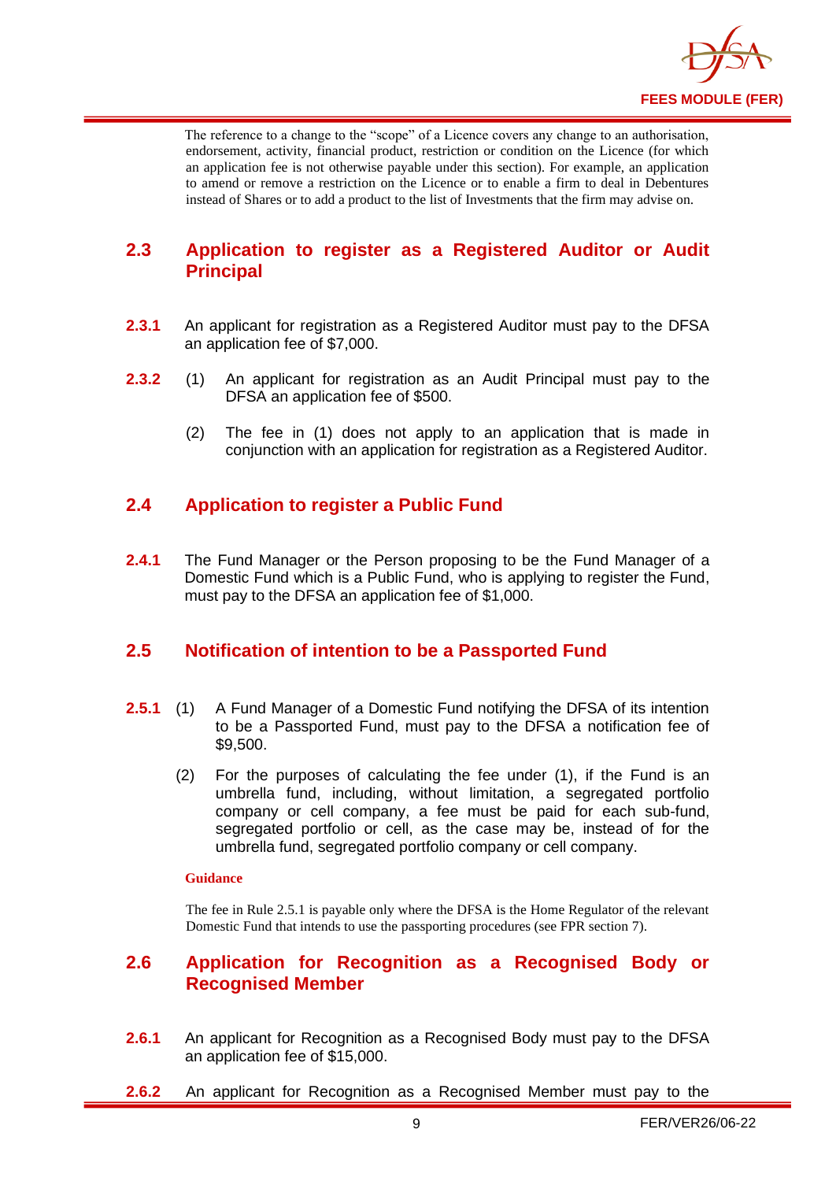The reference to a change to the "scope" of a Licence covers any change to an authorisation, endorsement, activity, financial product, restriction or condition on the Licence (for which an application fee is not otherwise payable under this section). For example, an application to amend or remove a restriction on the Licence or to enable a firm to deal in Debentures instead of Shares or to add a product to the list of Investments that the firm may advise on.

## 2.3 Application to register as a Registered Auditor or Audit Principal

**2.3.1** An applicant for registration as a Registered Auditor must pay to the DFSA an application fee of $7,000.

**2.3.2** (1) An applicant for registration as an Audit Principal must pay to the DFSA an application fee of $500.

(2) The fee in (1) does not apply to an application that is made in conjunction with an application for registration as a Registered Auditor.

## 2.4 Application to register a Public Fund

**2.4.1** The Fund Manager or the Person proposing to be the Fund Manager of a Domestic Fund which is a Public Fund, who is applying to register the Fund, must pay to the DFSA an application fee of $1,000.

## 2.5 Notification of intention to be a Passported Fund

**2.5.1** (1) A Fund Manager of a Domestic Fund notifying the DFSA of its intention to be a Passported Fund, must pay to the DFSA a notification fee of $9,500.

(2) For the purposes of calculating the fee under (1), if the Fund is an umbrella fund, including, without limitation, a segregated portfolio company or cell company, a fee must be paid for each sub-fund, segregated portfolio or cell, as the case may be, instead of for the umbrella fund, segregated portfolio company or cell company.

**Guidance**

The fee in Rule 2.5.1 is payable only where the DFSA is the Home Regulator of the relevant Domestic Fund that intends to use the passporting procedures (see FPR section 7).

## 2.6 Application for Recognition as a Recognised Body or Recognised Member

**2.6.1** An applicant for Recognition as a Recognised Body must pay to the DFSA an application fee of $15,000.

**2.6.2** An applicant for Recognition as a Recognised Member must pay to the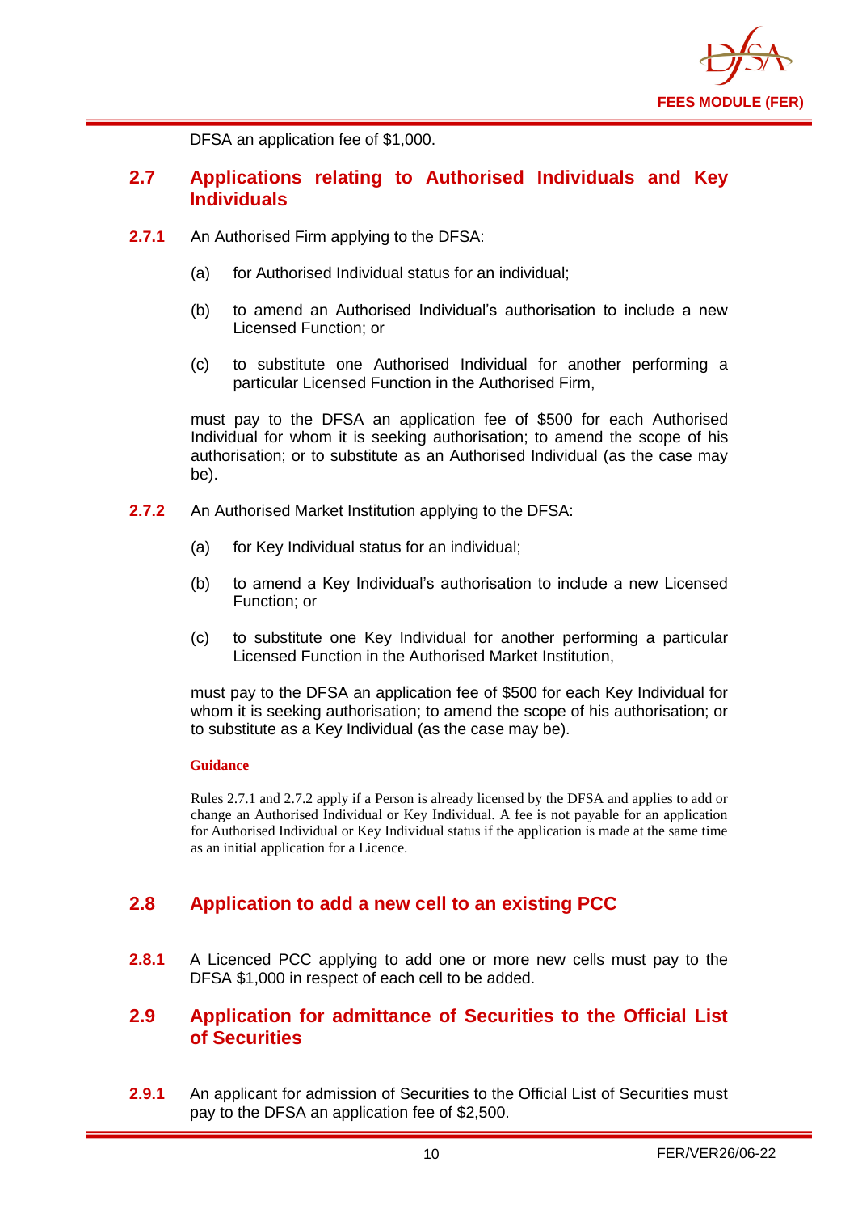DFSA an application fee of $1,000.

## 2.7 Applications relating to Authorised Individuals and Key Individuals

**2.7.1** An Authorised Firm applying to the DFSA:

(a) for Authorised Individual status for an individual;

(b) to amend an Authorised Individual's authorisation to include a new Licensed Function; or

(c) to substitute one Authorised Individual for another performing a particular Licensed Function in the Authorised Firm,

must pay to the DFSA an application fee of $500 for each Authorised Individual for whom it is seeking authorisation; to amend the scope of his authorisation; or to substitute as an Authorised Individual (as the case may be).

**2.7.2** An Authorised Market Institution applying to the DFSA:

(a) for Key Individual status for an individual;

(b) to amend a Key Individual's authorisation to include a new Licensed Function; or

(c) to substitute one Key Individual for another performing a particular Licensed Function in the Authorised Market Institution,

must pay to the DFSA an application fee of $500 for each Key Individual for whom it is seeking authorisation; to amend the scope of his authorisation; or to substitute as a Key Individual (as the case may be).

**Guidance**

Rules 2.7.1 and 2.7.2 apply if a Person is already licensed by the DFSA and applies to add or change an Authorised Individual or Key Individual. A fee is not payable for an application for Authorised Individual or Key Individual status if the application is made at the same time as an initial application for a Licence.

## 2.8 Application to add a new cell to an existing PCC

**2.8.1** A Licenced PCC applying to add one or more new cells must pay to the DFSA $1,000 in respect of each cell to be added.

## 2.9 Application for admittance of Securities to the Official List of Securities

**2.9.1** An applicant for admission of Securities to the Official List of Securities must pay to the DFSA an application fee of $2,500.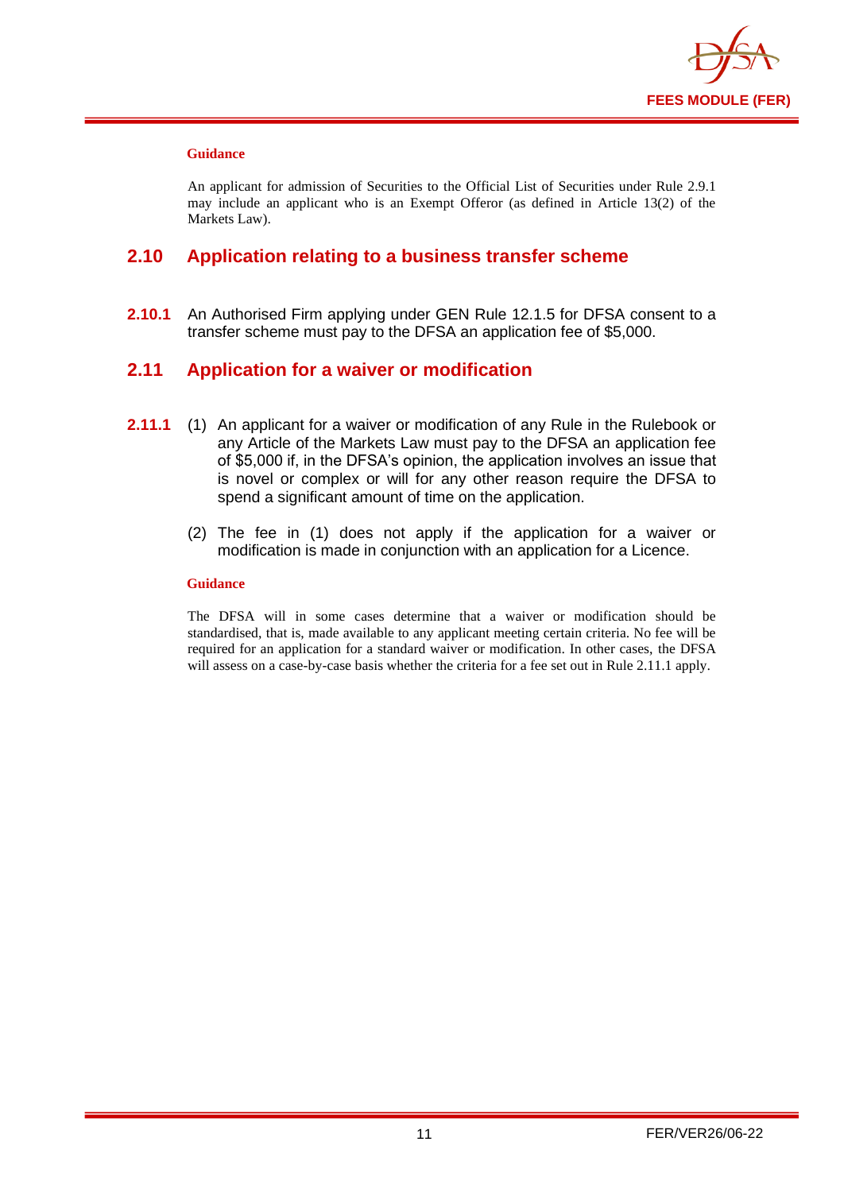#### Guidance

An applicant for admission of Securities to the Official List of Securities under Rule 2.9.1 may include an applicant who is an Exempt Offeror (as defined in Article 13(2) of the Markets Law).

## 2.10 Application relating to a business transfer scheme

**2.10.1** An Authorised Firm applying under GEN Rule 12.1.5 for DFSA consent to a transfer scheme must pay to the DFSA an application fee of $5,000.

## 2.11 Application for a waiver or modification

**2.11.1** (1) An applicant for a waiver or modification of any Rule in the Rulebook or any Article of the Markets Law must pay to the DFSA an application fee of $5,000 if, in the DFSA's opinion, the application involves an issue that is novel or complex or will for any other reason require the DFSA to spend a significant amount of time on the application.

(2) The fee in (1) does not apply if the application for a waiver or modification is made in conjunction with an application for a Licence.

#### Guidance

The DFSA will in some cases determine that a waiver or modification should be standardised, that is, made available to any applicant meeting certain criteria. No fee will be required for an application for a standard waiver or modification. In other cases, the DFSA will assess on a case-by-case basis whether the criteria for a fee set out in Rule 2.11.1 apply.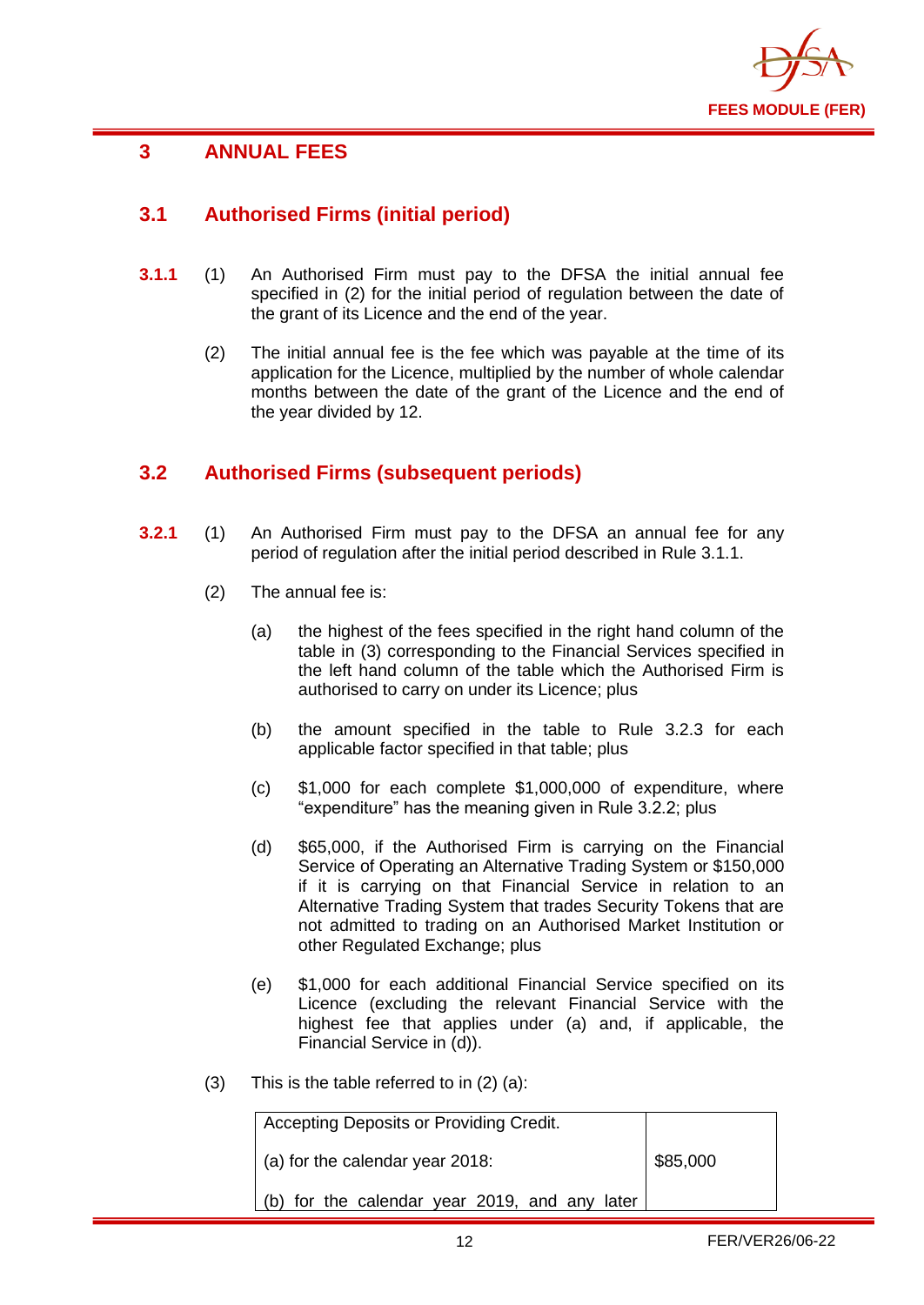# 3 ANNUAL FEES

## 3.1 Authorised Firms (initial period)

**3.1.1** (1) An Authorised Firm must pay to the DFSA the initial annual fee specified in (2) for the initial period of regulation between the date of the grant of its Licence and the end of the year.

(2) The initial annual fee is the fee which was payable at the time of its application for the Licence, multiplied by the number of whole calendar months between the date of the grant of the Licence and the end of the year divided by 12.

## 3.2 Authorised Firms (subsequent periods)

**3.2.1** (1) An Authorised Firm must pay to the DFSA an annual fee for any period of regulation after the initial period described in Rule 3.1.1.

(2) The annual fee is:

(a) the highest of the fees specified in the right hand column of the table in (3) corresponding to the Financial Services specified in the left hand column of the table which the Authorised Firm is authorised to carry on under its Licence; plus

(b) the amount specified in the table to Rule 3.2.3 for each applicable factor specified in that table; plus

(c) $1,000 for each complete $1,000,000 of expenditure, where "expenditure" has the meaning given in Rule 3.2.2; plus

(d) $65,000, if the Authorised Firm is carrying on the Financial Service of Operating an Alternative Trading System or $150,000 if it is carrying on that Financial Service in relation to an Alternative Trading System that trades Security Tokens that are not admitted to trading on an Authorised Market Institution or other Regulated Exchange; plus

(e) $1,000 for each additional Financial Service specified on its Licence (excluding the relevant Financial Service with the highest fee that applies under (a) and, if applicable, the Financial Service in (d)).

(3) This is the table referred to in (2) (a):

| | |
|---|---|
| Accepting Deposits or Providing Credit.<br><br>(a) for the calendar year 2018:<br><br>(b) for the calendar year 2019, and any later | <br><br>$85,000 |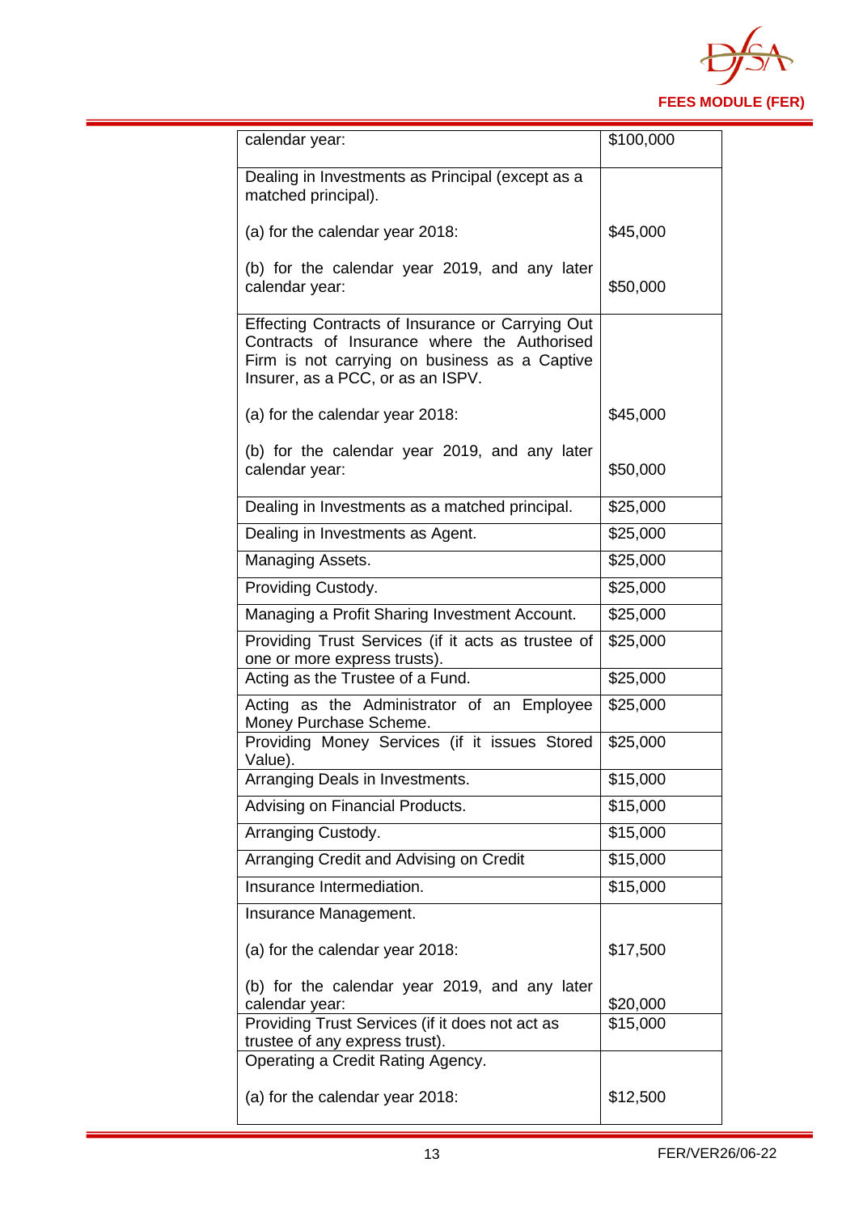| | |
|---|---|
| calendar year: | $100,000 |
| Dealing in Investments as Principal (except as a matched principal).<br><br>(a) for the calendar year 2018:<br><br>(b) for the calendar year 2019, and any later calendar year: | <br><br><br>$45,000<br><br>$50,000 |
| Effecting Contracts of Insurance or Carrying Out Contracts of Insurance where the Authorised Firm is not carrying on business as a Captive Insurer, as a PCC, or as an ISPV.<br><br>(a) for the calendar year 2018:<br><br>(b) for the calendar year 2019, and any later calendar year: | <br><br><br><br><br>$45,000<br><br>$50,000 |
| Dealing in Investments as a matched principal. | $25,000 |
| Dealing in Investments as Agent. | $25,000 |
| Managing Assets. | $25,000 |
| Providing Custody. | $25,000 |
| Managing a Profit Sharing Investment Account. | $25,000 |
| Providing Trust Services (if it acts as trustee of one or more express trusts). | $25,000 |
| Acting as the Trustee of a Fund. | $25,000 |
| Acting as the Administrator of an Employee Money Purchase Scheme. | $25,000 |
| Providing Money Services (if it issues Stored Value). | $25,000 |
| Arranging Deals in Investments. | $15,000 |
| Advising on Financial Products. | $15,000 |
| Arranging Custody. | $15,000 |
| Arranging Credit and Advising on Credit | $15,000 |
| Insurance Intermediation. | $15,000 |
| Insurance Management.<br><br>(a) for the calendar year 2018:<br><br>(b) for the calendar year 2019, and any later calendar year: | <br><br>$17,500<br><br>$20,000 |
| Providing Trust Services (if it does not act as trustee of any express trust). | $15,000 |
| Operating a Credit Rating Agency.<br><br>(a) for the calendar year 2018: | <br><br>$12,500 |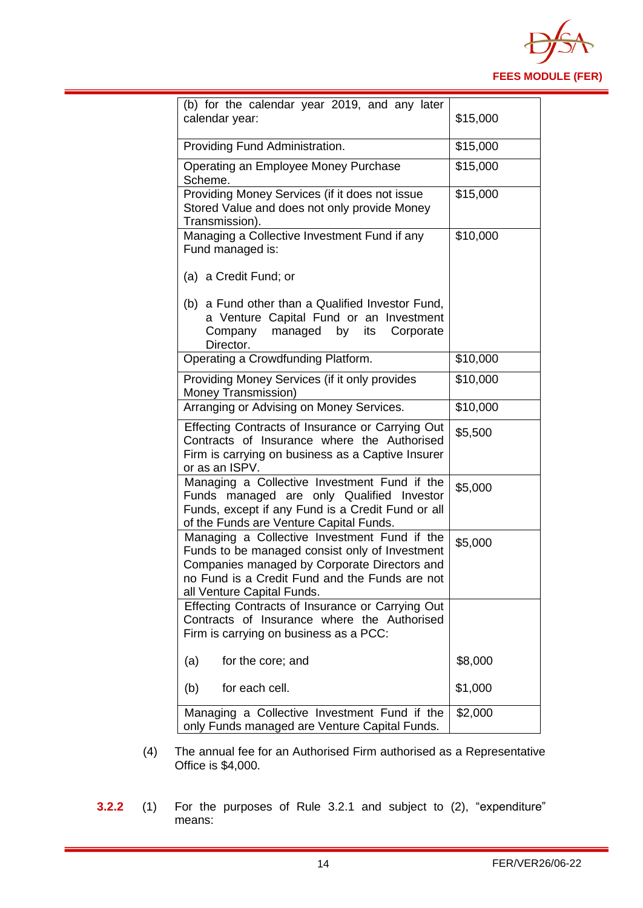| | |
|---|---|
| (b) for the calendar year 2019, and any later calendar year: | $15,000 |
| Providing Fund Administration. | $15,000 |
| Operating an Employee Money Purchase Scheme. | $15,000 |
| Providing Money Services (if it does not issue Stored Value and does not only provide Money Transmission). | $15,000 |
| Managing a Collective Investment Fund if any Fund managed is:<br><br>(a) a Credit Fund; or<br><br>(b) a Fund other than a Qualified Investor Fund, a Venture Capital Fund or an Investment Company managed by its Corporate Director. | $10,000 |
| Operating a Crowdfunding Platform. | $10,000 |
| Providing Money Services (if it only provides Money Transmission) | $10,000 |
| Arranging or Advising on Money Services. | $10,000 |
| Effecting Contracts of Insurance or Carrying Out Contracts of Insurance where the Authorised Firm is carrying on business as a Captive Insurer or as an ISPV. | $5,500 |
| Managing a Collective Investment Fund if the Funds managed are only Qualified Investor Funds, except if any Fund is a Credit Fund or all of the Funds are Venture Capital Funds. | $5,000 |
| Managing a Collective Investment Fund if the Funds to be managed consist only of Investment Companies managed by Corporate Directors and no Fund is a Credit Fund and the Funds are not all Venture Capital Funds. | $5,000 |
| Effecting Contracts of Insurance or Carrying Out Contracts of Insurance where the Authorised Firm is carrying on business as a PCC:<br><br>(a) for the core; and<br><br>(b) for each cell. | <br><br><br>$8,000<br><br>$1,000 |
| Managing a Collective Investment Fund if the only Funds managed are Venture Capital Funds. | $2,000 |

(4) The annual fee for an Authorised Firm authorised as a Representative Office is $4,000.

**3.2.2** (1) For the purposes of Rule 3.2.1 and subject to (2), "expenditure" means: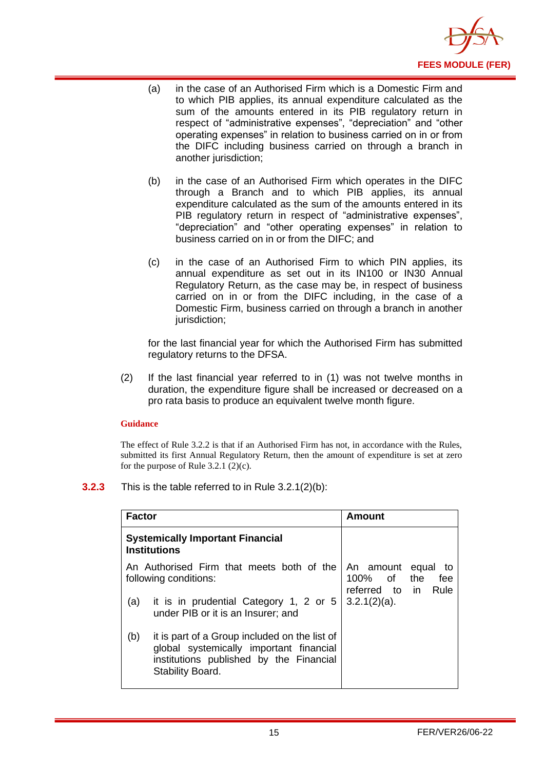(a) in the case of an Authorised Firm which is a Domestic Firm and to which PIB applies, its annual expenditure calculated as the sum of the amounts entered in its PIB regulatory return in respect of "administrative expenses", "depreciation" and "other operating expenses" in relation to business carried on in or from the DIFC including business carried on through a branch in another jurisdiction;

(b) in the case of an Authorised Firm which operates in the DIFC through a Branch and to which PIB applies, its annual expenditure calculated as the sum of the amounts entered in its PIB regulatory return in respect of "administrative expenses", "depreciation" and "other operating expenses" in relation to business carried on in or from the DIFC; and

(c) in the case of an Authorised Firm to which PIN applies, its annual expenditure as set out in its IN100 or IN30 Annual Regulatory Return, as the case may be, in respect of business carried on in or from the DIFC including, in the case of a Domestic Firm, business carried on through a branch in another jurisdiction;

for the last financial year for which the Authorised Firm has submitted regulatory returns to the DFSA.

(2) If the last financial year referred to in (1) was not twelve months in duration, the expenditure figure shall be increased or decreased on a pro rata basis to produce an equivalent twelve month figure.

**Guidance**

The effect of Rule 3.2.2 is that if an Authorised Firm has not, in accordance with the Rules, submitted its first Annual Regulatory Return, then the amount of expenditure is set at zero for the purpose of Rule 3.2.1 (2)(c).

**3.2.3** This is the table referred to in Rule 3.2.1(2)(b):

| Factor | Amount |
|---|---|
| **Systemically Important Financial Institutions** | |
| An Authorised Firm that meets both of the following conditions:<br>(a) it is in prudential Category 1, 2 or 5 under PIB or it is an Insurer; and<br>(b) it is part of a Group included on the list of global systemically important financial institutions published by the Financial Stability Board. | An amount equal to 100% of the fee referred to in Rule 3.2.1(2)(a). |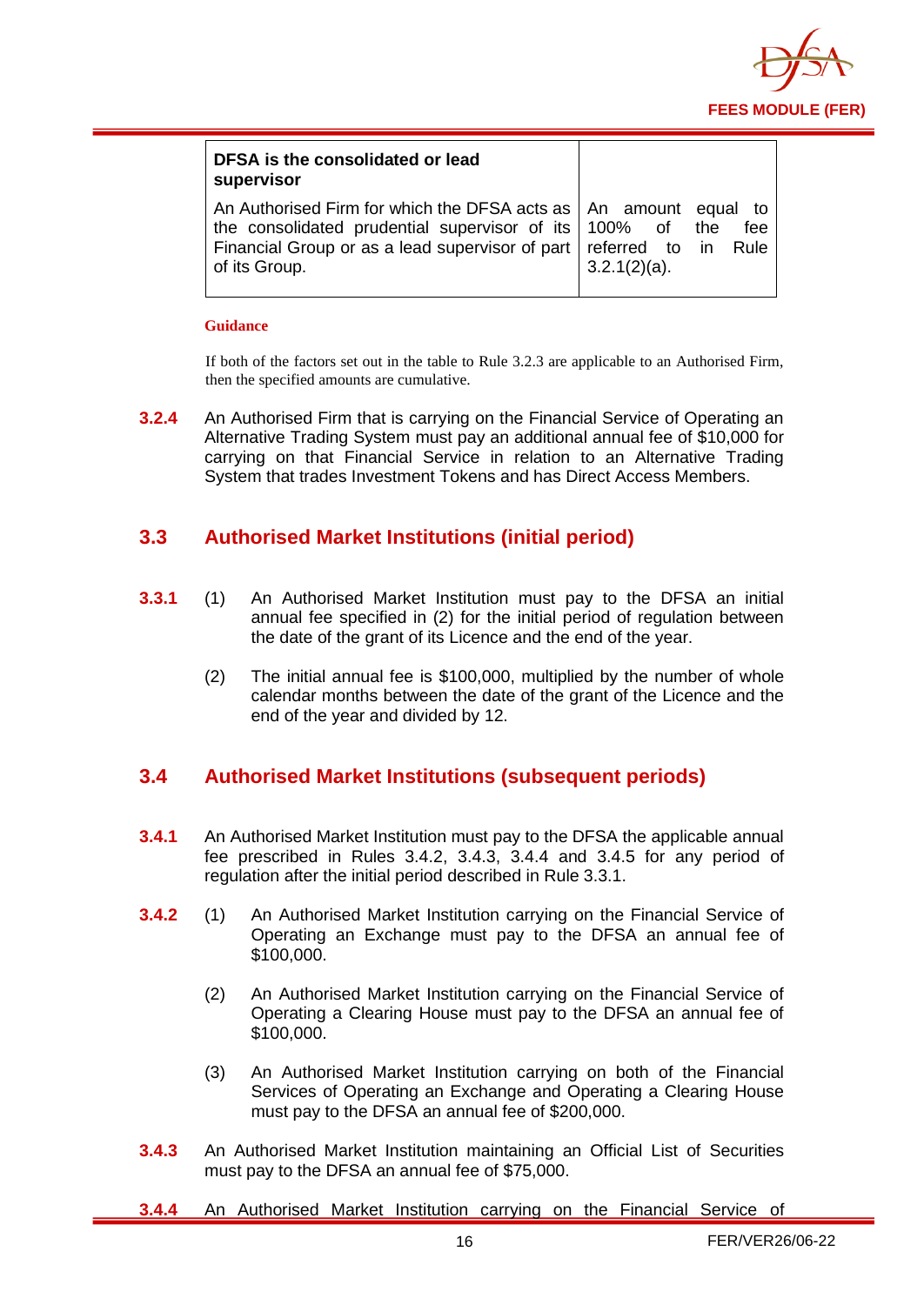| **DFSA is the consolidated or lead supervisor** | |
|---|---|
| An Authorised Firm for which the DFSA acts as the consolidated prudential supervisor of its Financial Group or as a lead supervisor of part of its Group. | An amount equal to 100% of the fee referred to in Rule 3.2.1(2)(a). |

**Guidance**

If both of the factors set out in the table to Rule 3.2.3 are applicable to an Authorised Firm, then the specified amounts are cumulative.

**3.2.4** An Authorised Firm that is carrying on the Financial Service of Operating an Alternative Trading System must pay an additional annual fee of $10,000 for carrying on that Financial Service in relation to an Alternative Trading System that trades Investment Tokens and has Direct Access Members.

## 3.3 Authorised Market Institutions (initial period)

**3.3.1** (1) An Authorised Market Institution must pay to the DFSA an initial annual fee specified in (2) for the initial period of regulation between the date of the grant of its Licence and the end of the year.

(2) The initial annual fee is $100,000, multiplied by the number of whole calendar months between the date of the grant of the Licence and the end of the year and divided by 12.

## 3.4 Authorised Market Institutions (subsequent periods)

**3.4.1** An Authorised Market Institution must pay to the DFSA the applicable annual fee prescribed in Rules 3.4.2, 3.4.3, 3.4.4 and 3.4.5 for any period of regulation after the initial period described in Rule 3.3.1.

**3.4.2** (1) An Authorised Market Institution carrying on the Financial Service of Operating an Exchange must pay to the DFSA an annual fee of $100,000.

(2) An Authorised Market Institution carrying on the Financial Service of Operating a Clearing House must pay to the DFSA an annual fee of $100,000.

(3) An Authorised Market Institution carrying on both of the Financial Services of Operating an Exchange and Operating a Clearing House must pay to the DFSA an annual fee of $200,000.

**3.4.3** An Authorised Market Institution maintaining an Official List of Securities must pay to the DFSA an annual fee of $75,000.

**3.4.4** An Authorised Market Institution carrying on the Financial Service of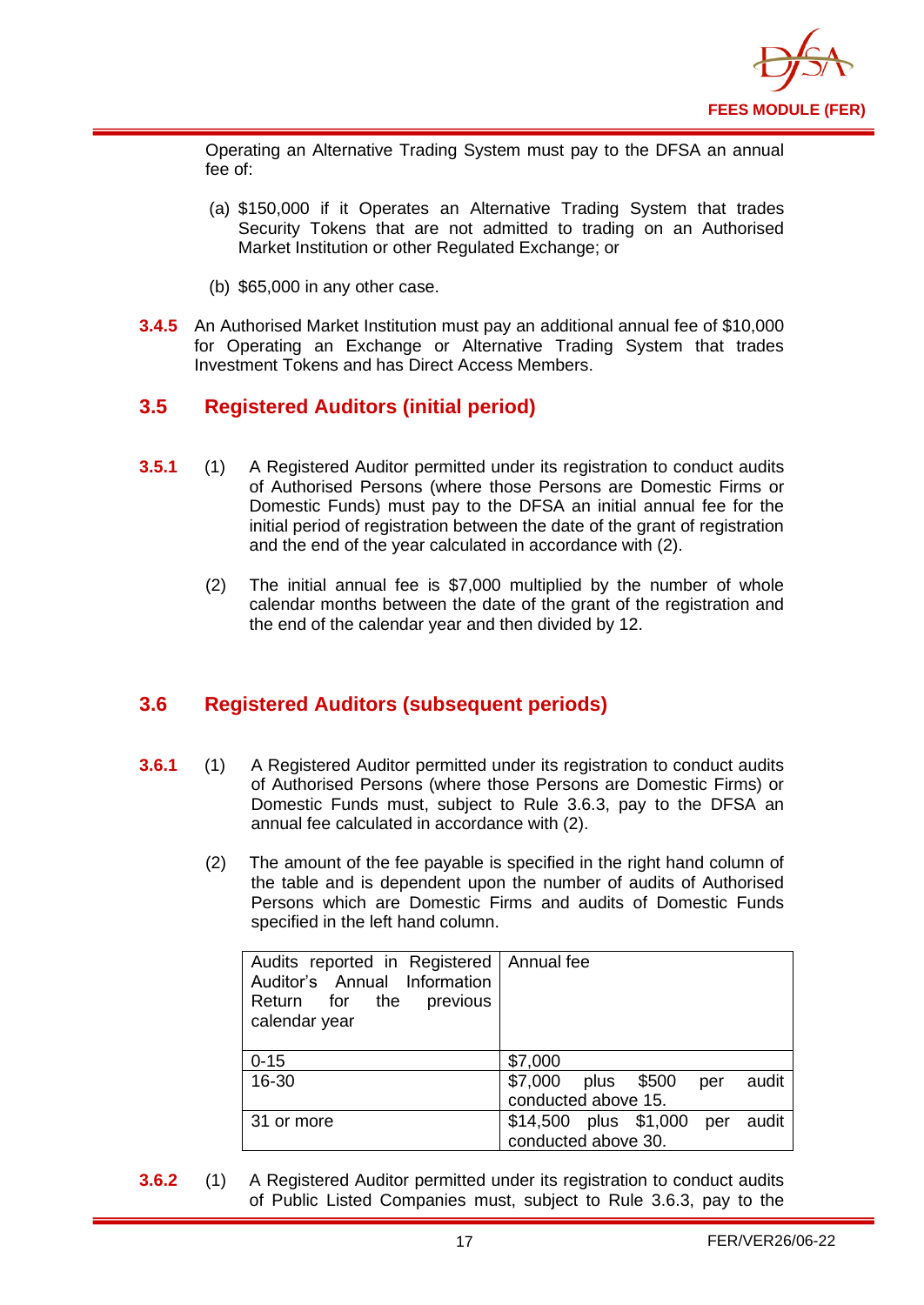Operating an Alternative Trading System must pay to the DFSA an annual fee of:

(a) $150,000 if it Operates an Alternative Trading System that trades Security Tokens that are not admitted to trading on an Authorised Market Institution or other Regulated Exchange; or

(b) $65,000 in any other case.

**3.4.5** An Authorised Market Institution must pay an additional annual fee of $10,000 for Operating an Exchange or Alternative Trading System that trades Investment Tokens and has Direct Access Members.

## 3.5 Registered Auditors (initial period)

**3.5.1** (1) A Registered Auditor permitted under its registration to conduct audits of Authorised Persons (where those Persons are Domestic Firms or Domestic Funds) must pay to the DFSA an initial annual fee for the initial period of registration between the date of the grant of registration and the end of the year calculated in accordance with (2).

(2) The initial annual fee is $7,000 multiplied by the number of whole calendar months between the date of the grant of the registration and the end of the calendar year and then divided by 12.

## 3.6 Registered Auditors (subsequent periods)

**3.6.1** (1) A Registered Auditor permitted under its registration to conduct audits of Authorised Persons (where those Persons are Domestic Firms) or Domestic Funds must, subject to Rule 3.6.3, pay to the DFSA an annual fee calculated in accordance with (2).

(2) The amount of the fee payable is specified in the right hand column of the table and is dependent upon the number of audits of Authorised Persons which are Domestic Firms and audits of Domestic Funds specified in the left hand column.

| Audits reported in Registered Auditor's Annual Information Return for the previous calendar year | Annual fee |
|---|---|
| 0-15 | $7,000 |
| 16-30 | $7,000 plus $500 per audit conducted above 15. |
| 31 or more | $14,500 plus $1,000 per audit conducted above 30. |

**3.6.2** (1) A Registered Auditor permitted under its registration to conduct audits of Public Listed Companies must, subject to Rule 3.6.3, pay to the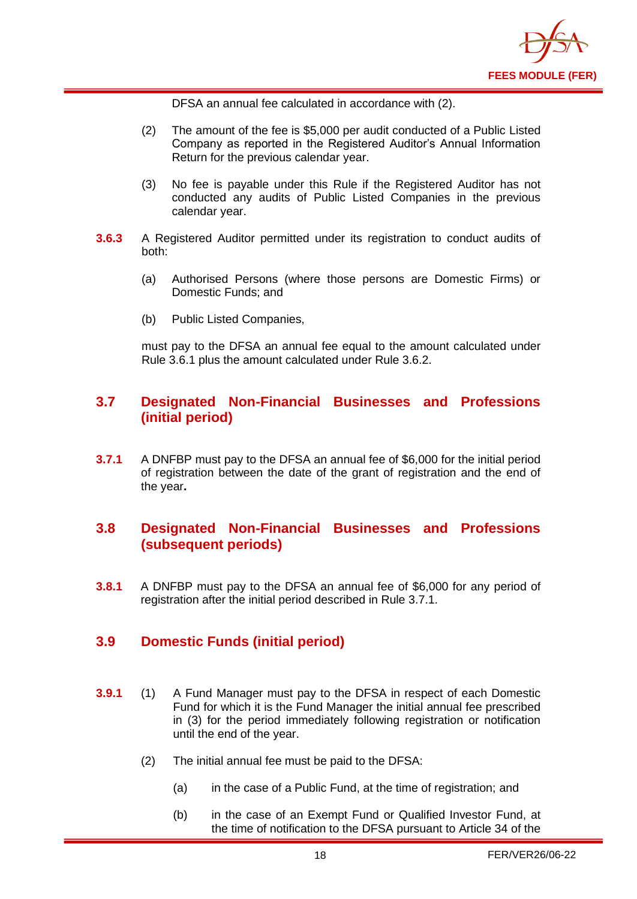DFSA an annual fee calculated in accordance with (2).

(2) The amount of the fee is $5,000 per audit conducted of a Public Listed Company as reported in the Registered Auditor's Annual Information Return for the previous calendar year.

(3) No fee is payable under this Rule if the Registered Auditor has not conducted any audits of Public Listed Companies in the previous calendar year.

**3.6.3** A Registered Auditor permitted under its registration to conduct audits of both:

(a) Authorised Persons (where those persons are Domestic Firms) or Domestic Funds; and

(b) Public Listed Companies,

must pay to the DFSA an annual fee equal to the amount calculated under Rule 3.6.1 plus the amount calculated under Rule 3.6.2.

## 3.7 Designated Non-Financial Businesses and Professions (initial period)

**3.7.1** A DNFBP must pay to the DFSA an annual fee of $6,000 for the initial period of registration between the date of the grant of registration and the end of the year**.**

## 3.8 Designated Non-Financial Businesses and Professions (subsequent periods)

**3.8.1** A DNFBP must pay to the DFSA an annual fee of $6,000 for any period of registration after the initial period described in Rule 3.7.1.

## 3.9 Domestic Funds (initial period)

**3.9.1** (1) A Fund Manager must pay to the DFSA in respect of each Domestic Fund for which it is the Fund Manager the initial annual fee prescribed in (3) for the period immediately following registration or notification until the end of the year.

(2) The initial annual fee must be paid to the DFSA:

(a) in the case of a Public Fund, at the time of registration; and

(b) in the case of an Exempt Fund or Qualified Investor Fund, at the time of notification to the DFSA pursuant to Article 34 of the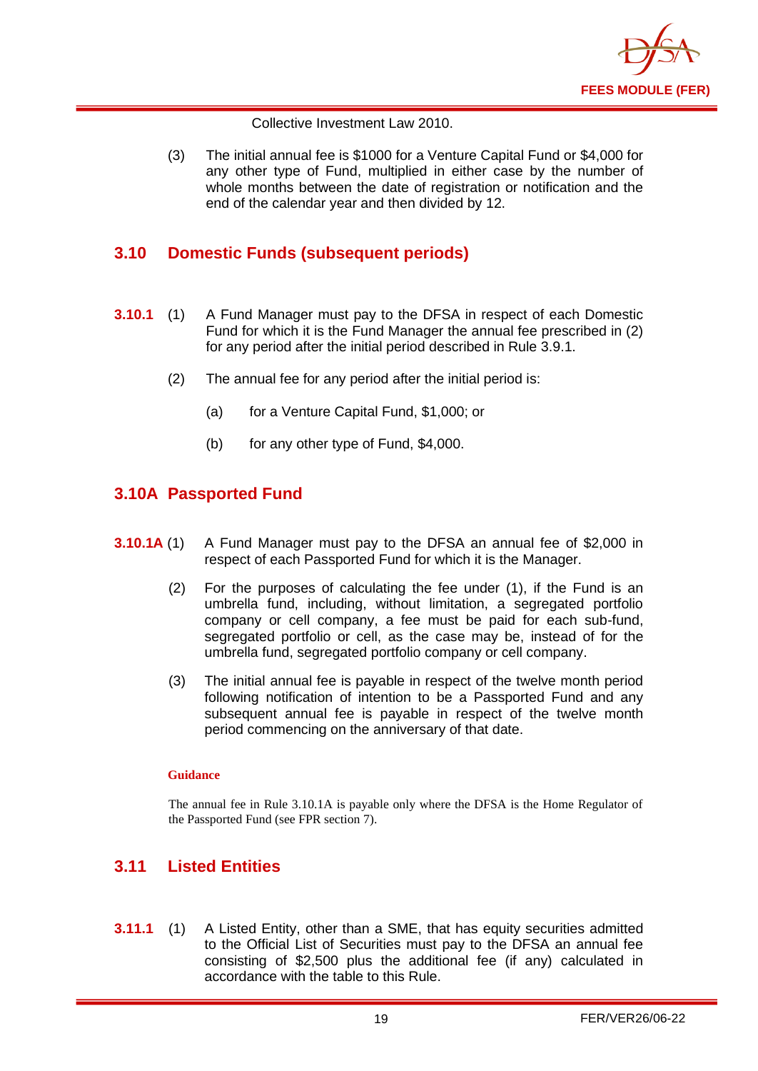Collective Investment Law 2010.

(3) The initial annual fee is $1000 for a Venture Capital Fund or $4,000 for any other type of Fund, multiplied in either case by the number of whole months between the date of registration or notification and the end of the calendar year and then divided by 12.

## 3.10 Domestic Funds (subsequent periods)

**3.10.1** (1) A Fund Manager must pay to the DFSA in respect of each Domestic Fund for which it is the Fund Manager the annual fee prescribed in (2) for any period after the initial period described in Rule 3.9.1.

(2) The annual fee for any period after the initial period is:

(a) for a Venture Capital Fund, $1,000; or

(b) for any other type of Fund, $4,000.

## 3.10A Passported Fund

**3.10.1A** (1) A Fund Manager must pay to the DFSA an annual fee of $2,000 in respect of each Passported Fund for which it is the Manager.

(2) For the purposes of calculating the fee under (1), if the Fund is an umbrella fund, including, without limitation, a segregated portfolio company or cell company, a fee must be paid for each sub-fund, segregated portfolio or cell, as the case may be, instead of for the umbrella fund, segregated portfolio company or cell company.

(3) The initial annual fee is payable in respect of the twelve month period following notification of intention to be a Passported Fund and any subsequent annual fee is payable in respect of the twelve month period commencing on the anniversary of that date.

**Guidance**

The annual fee in Rule 3.10.1A is payable only where the DFSA is the Home Regulator of the Passported Fund (see FPR section 7).

## 3.11 Listed Entities

**3.11.1** (1) A Listed Entity, other than a SME, that has equity securities admitted to the Official List of Securities must pay to the DFSA an annual fee consisting of $2,500 plus the additional fee (if any) calculated in accordance with the table to this Rule.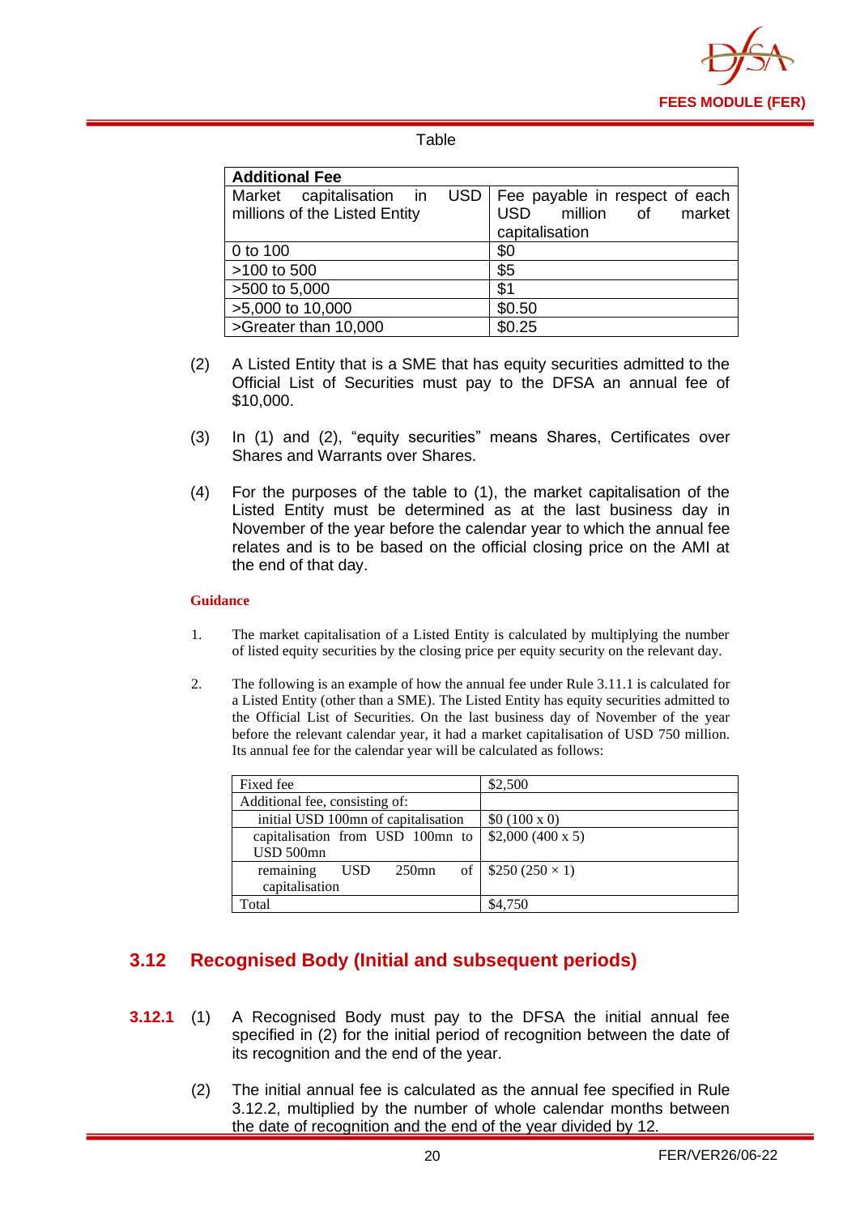Table

| Additional Fee | |
|---|---|
| Market capitalisation in USD millions of the Listed Entity | Fee payable in respect of each USD million of market capitalisation |
| 0 to 100 | $0 |
| >100 to 500 | $5 |
| >500 to 5,000 | $1 |
| >5,000 to 10,000 | $0.50 |
| >Greater than 10,000 | $0.25 |

(2) A Listed Entity that is a SME that has equity securities admitted to the Official List of Securities must pay to the DFSA an annual fee of $10,000.

(3) In (1) and (2), "equity securities" means Shares, Certificates over Shares and Warrants over Shares.

(4) For the purposes of the table to (1), the market capitalisation of the Listed Entity must be determined as at the last business day in November of the year before the calendar year to which the annual fee relates and is to be based on the official closing price on the AMI at the end of that day.

**Guidance**

1. The market capitalisation of a Listed Entity is calculated by multiplying the number of listed equity securities by the closing price per equity security on the relevant day.

2. The following is an example of how the annual fee under Rule 3.11.1 is calculated for a Listed Entity (other than a SME). The Listed Entity has equity securities admitted to the Official List of Securities. On the last business day of November of the year before the relevant calendar year, it had a market capitalisation of USD 750 million. Its annual fee for the calendar year will be calculated as follows:

| Fixed fee | $2,500 |
|---|---|
| Additional fee, consisting of: | |
| initial USD 100mn of capitalisation | $0 (100 x 0) |
| capitalisation from USD 100mn to USD 500mn | $2,000 (400 x 5) |
| remaining USD 250mn of capitalisation | $250 (250 × 1) |
| Total | $4,750 |

## 3.12 Recognised Body (Initial and subsequent periods)

**3.12.1** (1) A Recognised Body must pay to the DFSA the initial annual fee specified in (2) for the initial period of recognition between the date of its recognition and the end of the year.

(2) The initial annual fee is calculated as the annual fee specified in Rule 3.12.2, multiplied by the number of whole calendar months between the date of recognition and the end of the year divided by 12.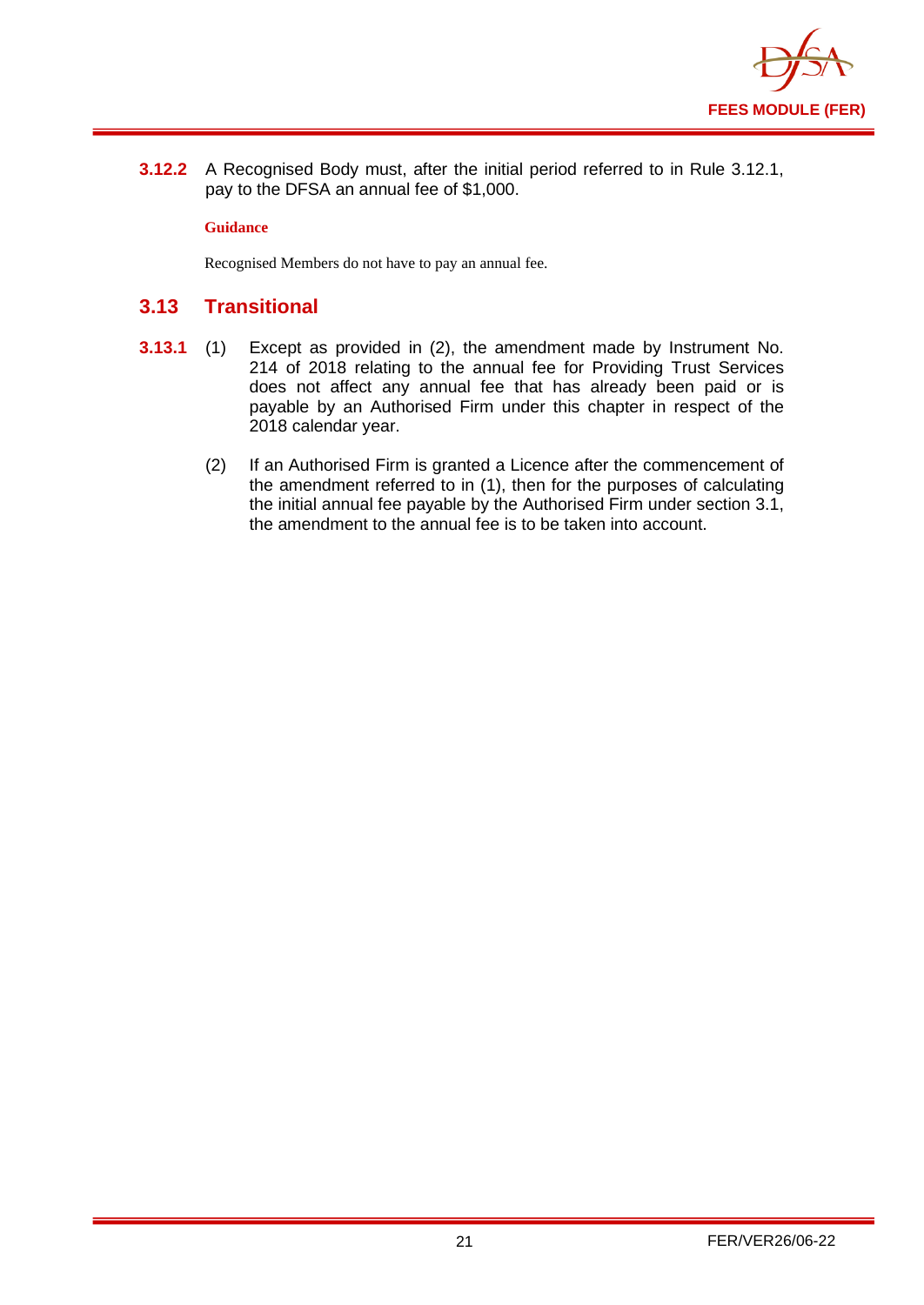**3.12.2** A Recognised Body must, after the initial period referred to in Rule 3.12.1, pay to the DFSA an annual fee of $1,000.

**Guidance**

Recognised Members do not have to pay an annual fee.

## 3.13 Transitional

**3.13.1** (1) Except as provided in (2), the amendment made by Instrument No. 214 of 2018 relating to the annual fee for Providing Trust Services does not affect any annual fee that has already been paid or is payable by an Authorised Firm under this chapter in respect of the 2018 calendar year.

(2) If an Authorised Firm is granted a Licence after the commencement of the amendment referred to in (1), then for the purposes of calculating the initial annual fee payable by the Authorised Firm under section 3.1, the amendment to the annual fee is to be taken into account.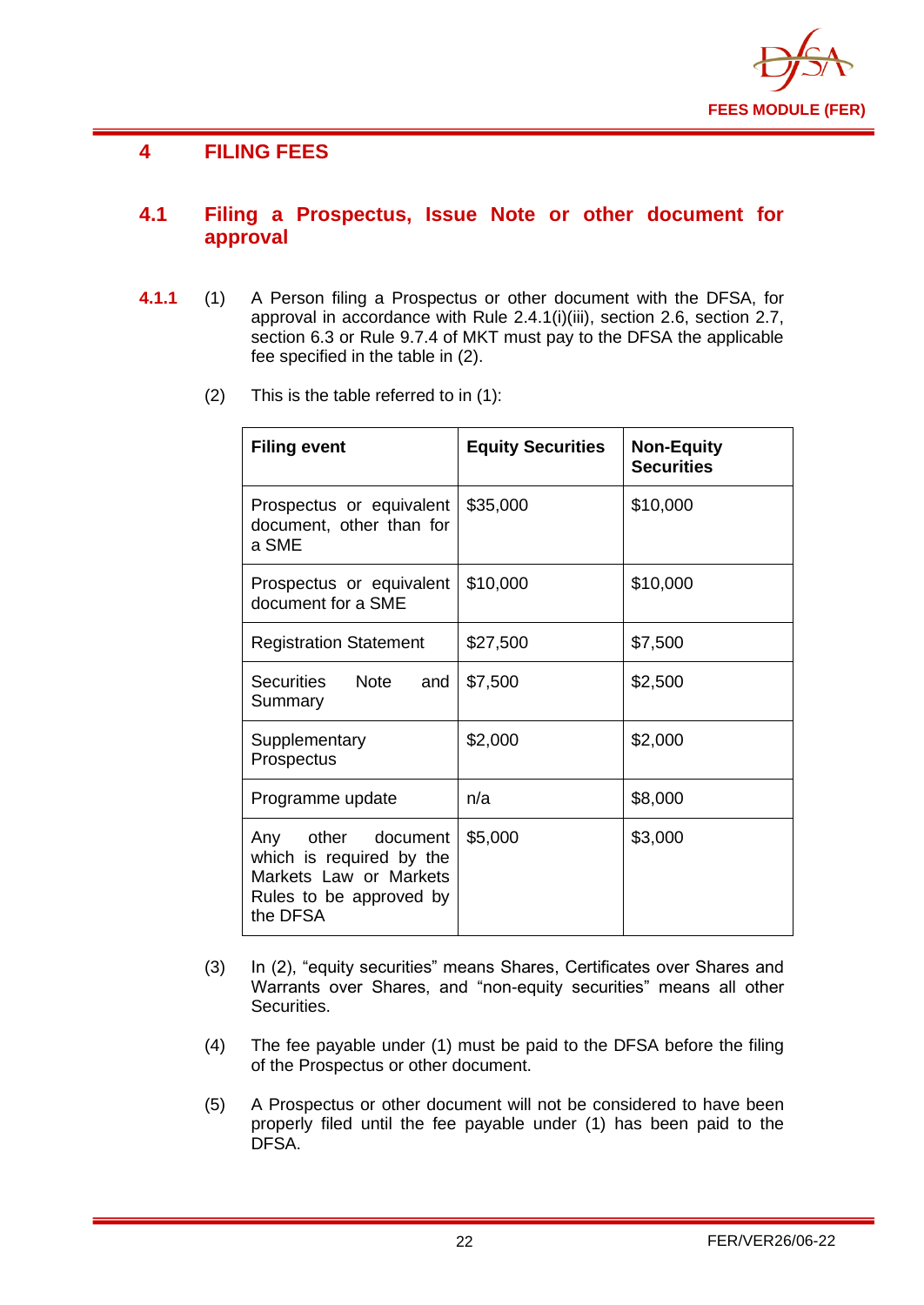# 4 FILING FEES

## 4.1 Filing a Prospectus, Issue Note or other document for approval

**4.1.1** (1) A Person filing a Prospectus or other document with the DFSA, for approval in accordance with Rule 2.4.1(i)(iii), section 2.6, section 2.7, section 6.3 or Rule 9.7.4 of MKT must pay to the DFSA the applicable fee specified in the table in (2).

(2) This is the table referred to in (1):

| Filing event | Equity Securities | Non-Equity Securities |
|---|---|---|
| Prospectus or equivalent document, other than for a SME | $35,000 | $10,000 |
| Prospectus or equivalent document for a SME | $10,000 | $10,000 |
| Registration Statement | $27,500 | $7,500 |
| Securities Note and Summary | $7,500 | $2,500 |
| Supplementary Prospectus | $2,000 | $2,000 |
| Programme update | n/a | $8,000 |
| Any other document which is required by the Markets Law or Markets Rules to be approved by the DFSA | $5,000 | $3,000 |

(3) In (2), "equity securities" means Shares, Certificates over Shares and Warrants over Shares, and "non-equity securities" means all other Securities.

(4) The fee payable under (1) must be paid to the DFSA before the filing of the Prospectus or other document.

(5) A Prospectus or other document will not be considered to have been properly filed until the fee payable under (1) has been paid to the DFSA.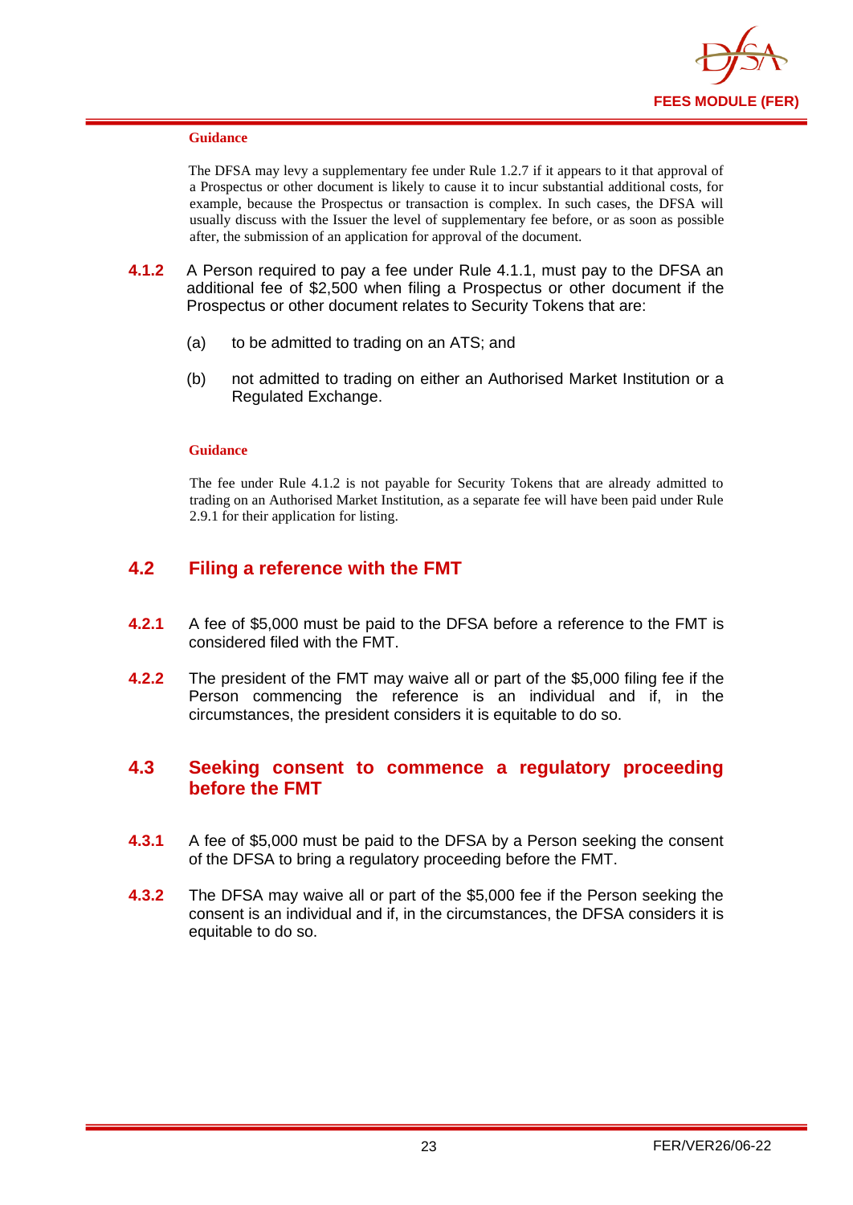**Guidance**

The DFSA may levy a supplementary fee under Rule 1.2.7 if it appears to it that approval of a Prospectus or other document is likely to cause it to incur substantial additional costs, for example, because the Prospectus or transaction is complex. In such cases, the DFSA will usually discuss with the Issuer the level of supplementary fee before, or as soon as possible after, the submission of an application for approval of the document.

**4.1.2** A Person required to pay a fee under Rule 4.1.1, must pay to the DFSA an additional fee of $2,500 when filing a Prospectus or other document if the Prospectus or other document relates to Security Tokens that are:

(a) to be admitted to trading on an ATS; and

(b) not admitted to trading on either an Authorised Market Institution or a Regulated Exchange.

**Guidance**

The fee under Rule 4.1.2 is not payable for Security Tokens that are already admitted to trading on an Authorised Market Institution, as a separate fee will have been paid under Rule 2.9.1 for their application for listing.

## 4.2 Filing a reference with the FMT

**4.2.1** A fee of $5,000 must be paid to the DFSA before a reference to the FMT is considered filed with the FMT.

**4.2.2** The president of the FMT may waive all or part of the $5,000 filing fee if the Person commencing the reference is an individual and if, in the circumstances, the president considers it is equitable to do so.

## 4.3 Seeking consent to commence a regulatory proceeding before the FMT

**4.3.1** A fee of $5,000 must be paid to the DFSA by a Person seeking the consent of the DFSA to bring a regulatory proceeding before the FMT.

**4.3.2** The DFSA may waive all or part of the $5,000 fee if the Person seeking the consent is an individual and if, in the circumstances, the DFSA considers it is equitable to do so.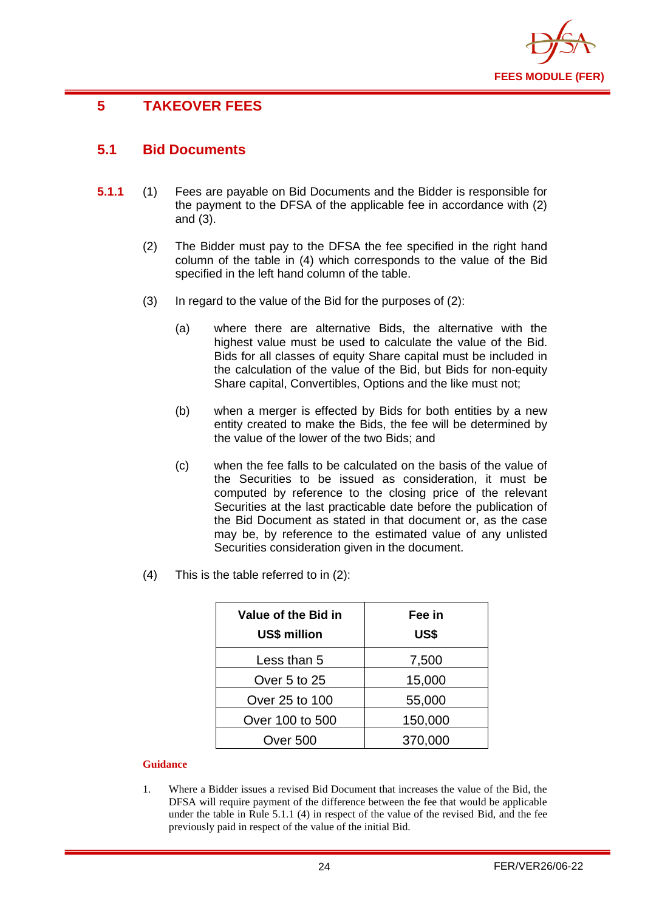# 5 TAKEOVER FEES

## 5.1 Bid Documents

**5.1.1** (1) Fees are payable on Bid Documents and the Bidder is responsible for the payment to the DFSA of the applicable fee in accordance with (2) and (3).

(2) The Bidder must pay to the DFSA the fee specified in the right hand column of the table in (4) which corresponds to the value of the Bid specified in the left hand column of the table.

(3) In regard to the value of the Bid for the purposes of (2):

(a) where there are alternative Bids, the alternative with the highest value must be used to calculate the value of the Bid. Bids for all classes of equity Share capital must be included in the calculation of the value of the Bid, but Bids for non-equity Share capital, Convertibles, Options and the like must not;

(b) when a merger is effected by Bids for both entities by a new entity created to make the Bids, the fee will be determined by the value of the lower of the two Bids; and

(c) when the fee falls to be calculated on the basis of the value of the Securities to be issued as consideration, it must be computed by reference to the closing price of the relevant Securities at the last practicable date before the publication of the Bid Document as stated in that document or, as the case may be, by reference to the estimated value of any unlisted Securities consideration given in the document.

(4) This is the table referred to in (2):

| Value of the Bid in US$ million | Fee in US$ |
|---|---|
| Less than 5 | 7,500 |
| Over 5 to 25 | 15,000 |
| Over 25 to 100 | 55,000 |
| Over 100 to 500 | 150,000 |
| Over 500 | 370,000 |

**Guidance**

1. Where a Bidder issues a revised Bid Document that increases the value of the Bid, the DFSA will require payment of the difference between the fee that would be applicable under the table in Rule 5.1.1 (4) in respect of the value of the revised Bid, and the fee previously paid in respect of the value of the initial Bid.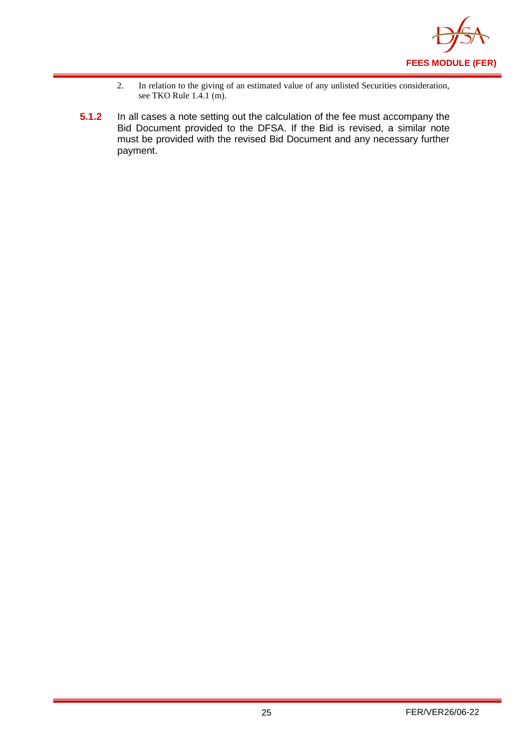2. In relation to the giving of an estimated value of any unlisted Securities consideration, see TKO Rule 1.4.1 (m).

**5.1.2** In all cases a note setting out the calculation of the fee must accompany the Bid Document provided to the DFSA. If the Bid is revised, a similar note must be provided with the revised Bid Document and any necessary further payment.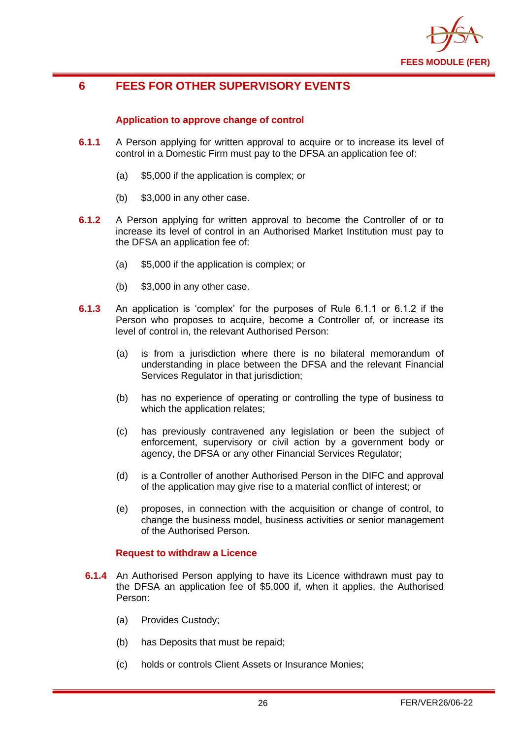# 6 FEES FOR OTHER SUPERVISORY EVENTS

### Application to approve change of control

**6.1.1** A Person applying for written approval to acquire or to increase its level of control in a Domestic Firm must pay to the DFSA an application fee of:

(a) $5,000 if the application is complex; or

(b) $3,000 in any other case.

**6.1.2** A Person applying for written approval to become the Controller of or to increase its level of control in an Authorised Market Institution must pay to the DFSA an application fee of:

(a) $5,000 if the application is complex; or

(b) $3,000 in any other case.

**6.1.3** An application is 'complex' for the purposes of Rule 6.1.1 or 6.1.2 if the Person who proposes to acquire, become a Controller of, or increase its level of control in, the relevant Authorised Person:

(a) is from a jurisdiction where there is no bilateral memorandum of understanding in place between the DFSA and the relevant Financial Services Regulator in that jurisdiction;

(b) has no experience of operating or controlling the type of business to which the application relates;

(c) has previously contravened any legislation or been the subject of enforcement, supervisory or civil action by a government body or agency, the DFSA or any other Financial Services Regulator;

(d) is a Controller of another Authorised Person in the DIFC and approval of the application may give rise to a material conflict of interest; or

(e) proposes, in connection with the acquisition or change of control, to change the business model, business activities or senior management of the Authorised Person.

### Request to withdraw a Licence

**6.1.4** An Authorised Person applying to have its Licence withdrawn must pay to the DFSA an application fee of $5,000 if, when it applies, the Authorised Person:

(a) Provides Custody;

(b) has Deposits that must be repaid;

(c) holds or controls Client Assets or Insurance Monies;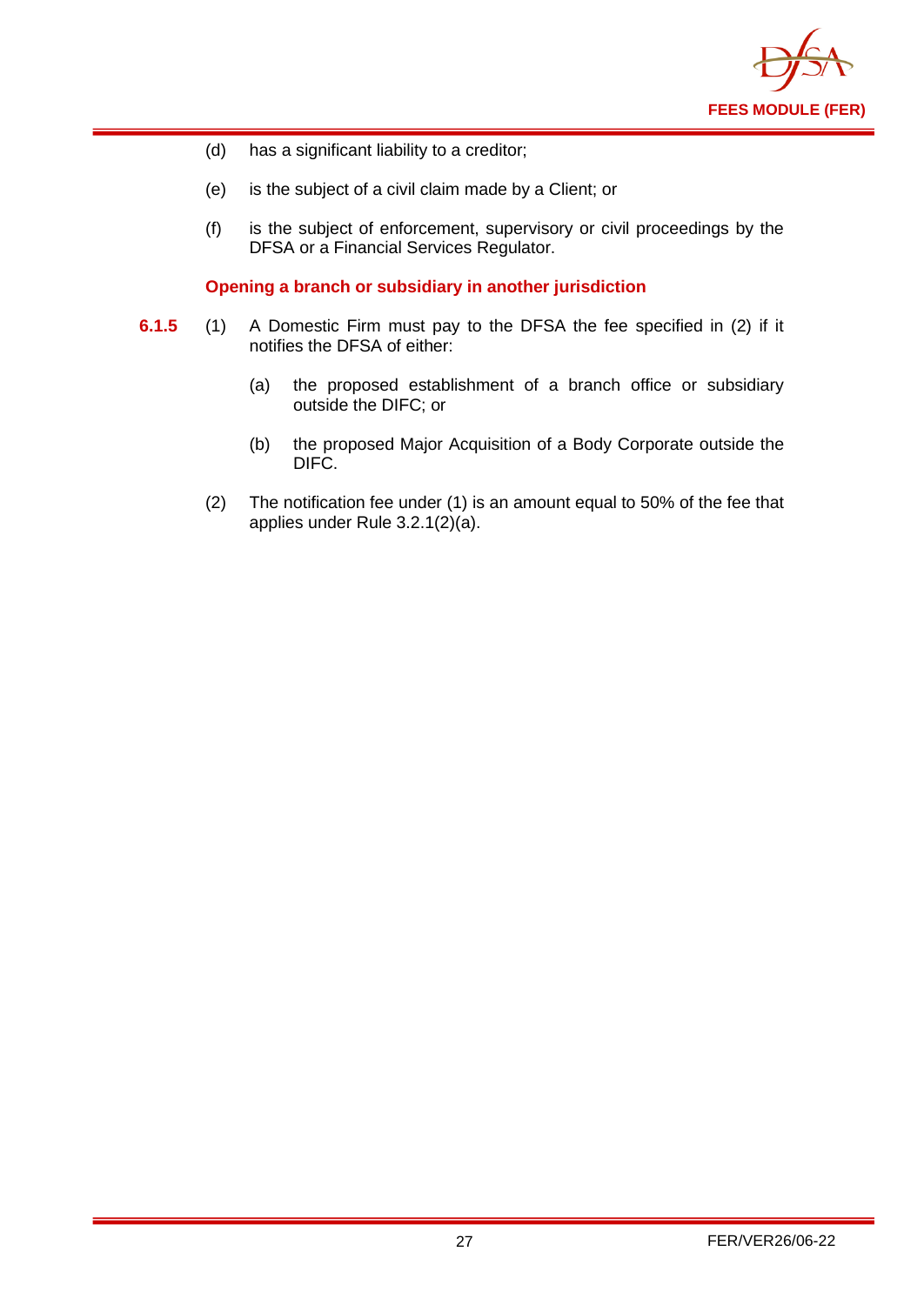(d) has a significant liability to a creditor;

(e) is the subject of a civil claim made by a Client; or

(f) is the subject of enforcement, supervisory or civil proceedings by the DFSA or a Financial Services Regulator.

**Opening a branch or subsidiary in another jurisdiction**

**6.1.5** (1) A Domestic Firm must pay to the DFSA the fee specified in (2) if it notifies the DFSA of either:

(a) the proposed establishment of a branch office or subsidiary outside the DIFC; or

(b) the proposed Major Acquisition of a Body Corporate outside the DIFC.

(2) The notification fee under (1) is an amount equal to 50% of the fee that applies under Rule 3.2.1(2)(a).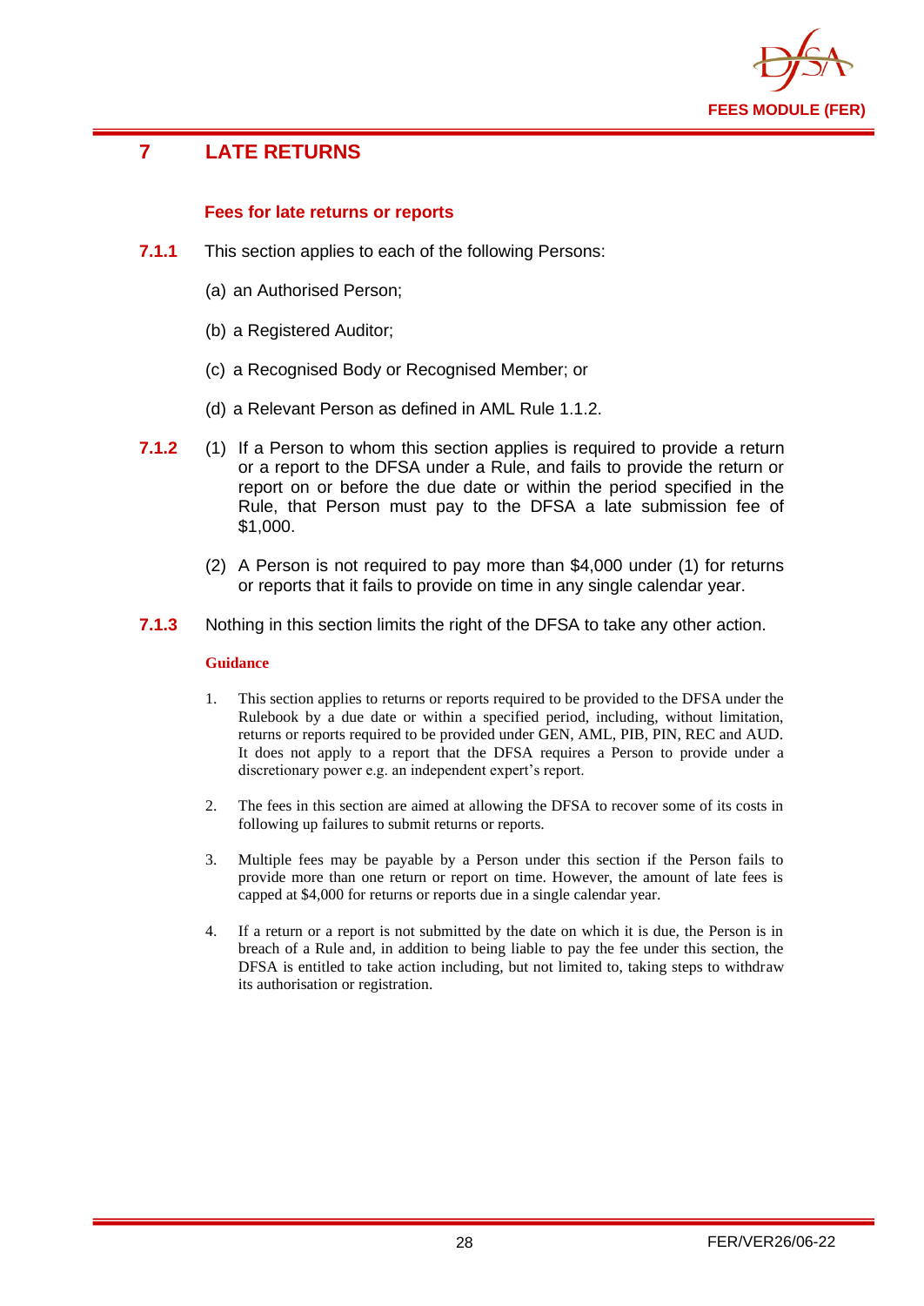# 7 LATE RETURNS

### Fees for late returns or reports

**7.1.1** This section applies to each of the following Persons:

(a) an Authorised Person;

(b) a Registered Auditor;

(c) a Recognised Body or Recognised Member; or

(d) a Relevant Person as defined in AML Rule 1.1.2.

**7.1.2** (1) If a Person to whom this section applies is required to provide a return or a report to the DFSA under a Rule, and fails to provide the return or report on or before the due date or within the period specified in the Rule, that Person must pay to the DFSA a late submission fee of $1,000.

(2) A Person is not required to pay more than $4,000 under (1) for returns or reports that it fails to provide on time in any single calendar year.

**7.1.3** Nothing in this section limits the right of the DFSA to take any other action.

**Guidance**

1. This section applies to returns or reports required to be provided to the DFSA under the Rulebook by a due date or within a specified period, including, without limitation, returns or reports required to be provided under GEN, AML, PIB, PIN, REC and AUD. It does not apply to a report that the DFSA requires a Person to provide under a discretionary power e.g. an independent expert's report.

2. The fees in this section are aimed at allowing the DFSA to recover some of its costs in following up failures to submit returns or reports.

3. Multiple fees may be payable by a Person under this section if the Person fails to provide more than one return or report on time. However, the amount of late fees is capped at $4,000 for returns or reports due in a single calendar year.

4. If a return or a report is not submitted by the date on which it is due, the Person is in breach of a Rule and, in addition to being liable to pay the fee under this section, the DFSA is entitled to take action including, but not limited to, taking steps to withdraw its authorisation or registration.